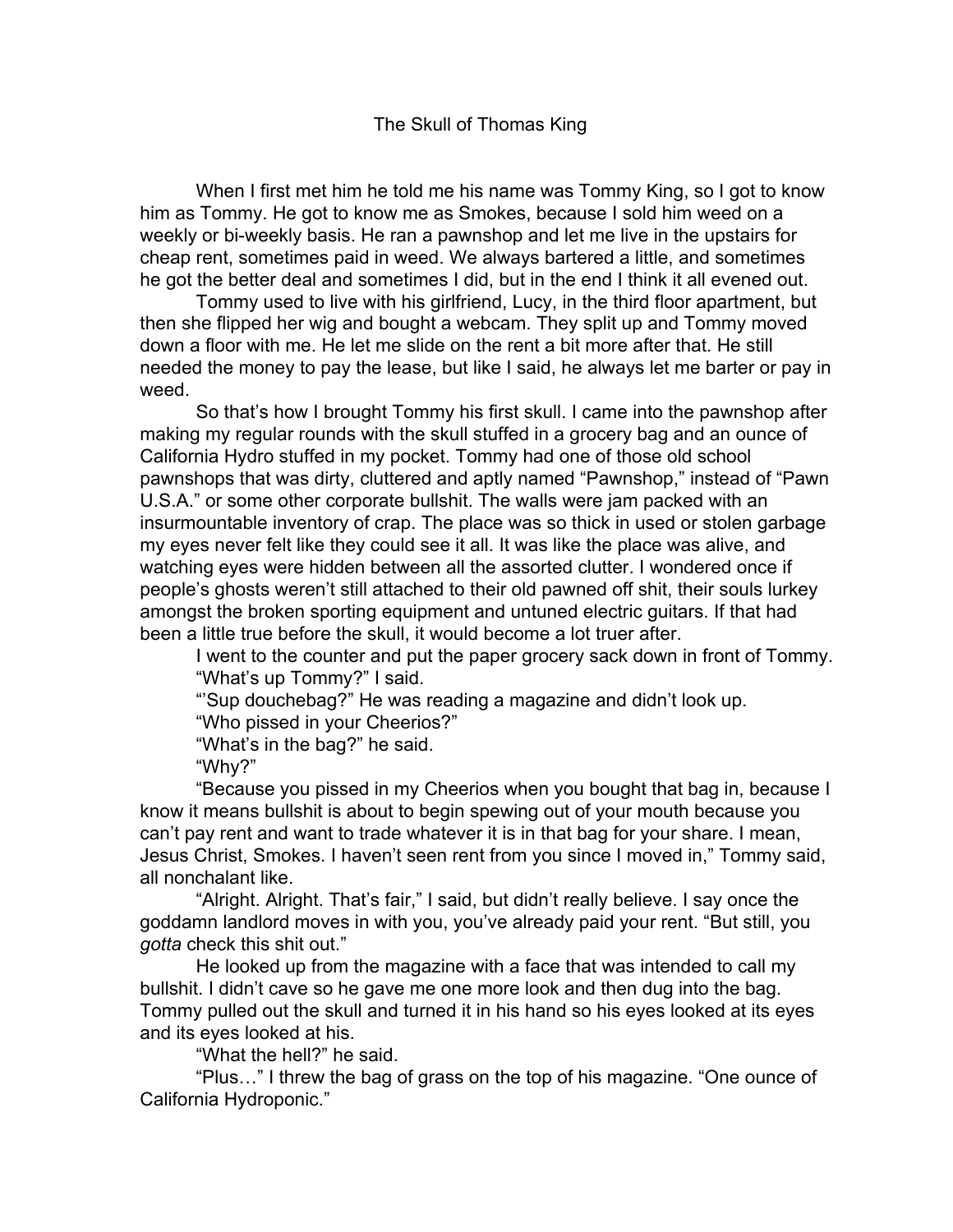# The Skull of Thomas King

When I first met him he told me his name was Tommy King, so I got to know him as Tommy. He got to know me as Smokes, because I sold him weed on a weekly or bi-weekly basis. He ran a pawnshop and let me live in the upstairs for cheap rent, sometimes paid in weed. We always bartered a little, and sometimes he got the better deal and sometimes I did, but in the end I think it all evened out.

Tommy used to live with his girlfriend, Lucy, in the third floor apartment, but then she flipped her wig and bought a webcam. They split up and Tommy moved down a floor with me. He let me slide on the rent a bit more after that. He still needed the money to pay the lease, but like I said, he always let me barter or pay in weed.

So that's how I brought Tommy his first skull. I came into the pawnshop after making my regular rounds with the skull stuffed in a grocery bag and an ounce of California Hydro stuffed in my pocket. Tommy had one of those old school pawnshops that was dirty, cluttered and aptly named "Pawnshop," instead of "Pawn U.S.A." or some other corporate bullshit. The walls were jam packed with an insurmountable inventory of crap. The place was so thick in used or stolen garbage my eyes never felt like they could see it all. It was like the place was alive, and watching eyes were hidden between all the assorted clutter. I wondered once if people's ghosts weren't still attached to their old pawned off shit, their souls lurkey amongst the broken sporting equipment and untuned electric guitars. If that had been a little true before the skull, it would become a lot truer after.

I went to the counter and put the paper grocery sack down in front of Tommy.

"What's up Tommy?" I said.

"'Sup douchebag?" He was reading a magazine and didn't look up.

"Who pissed in your Cheerios?"

"What's in the bag?" he said.

"Why?"

"Because you pissed in my Cheerios when you bought that bag in, because I know it means bullshit is about to begin spewing out of your mouth because you can't pay rent and want to trade whatever it is in that bag for your share. I mean, Jesus Christ, Smokes. I haven't seen rent from you since I moved in," Tommy said, all nonchalant like.

"Alright. Alright. That's fair," I said, but didn't really believe. I say once the goddamn landlord moves in with you, you've already paid your rent. "But still, you *gotta* check this shit out."

He looked up from the magazine with a face that was intended to call my bullshit. I didn't cave so he gave me one more look and then dug into the bag. Tommy pulled out the skull and turned it in his hand so his eyes looked at its eyes and its eyes looked at his.

"What the hell?" he said.

"Plus…" I threw the bag of grass on the top of his magazine. "One ounce of California Hydroponic."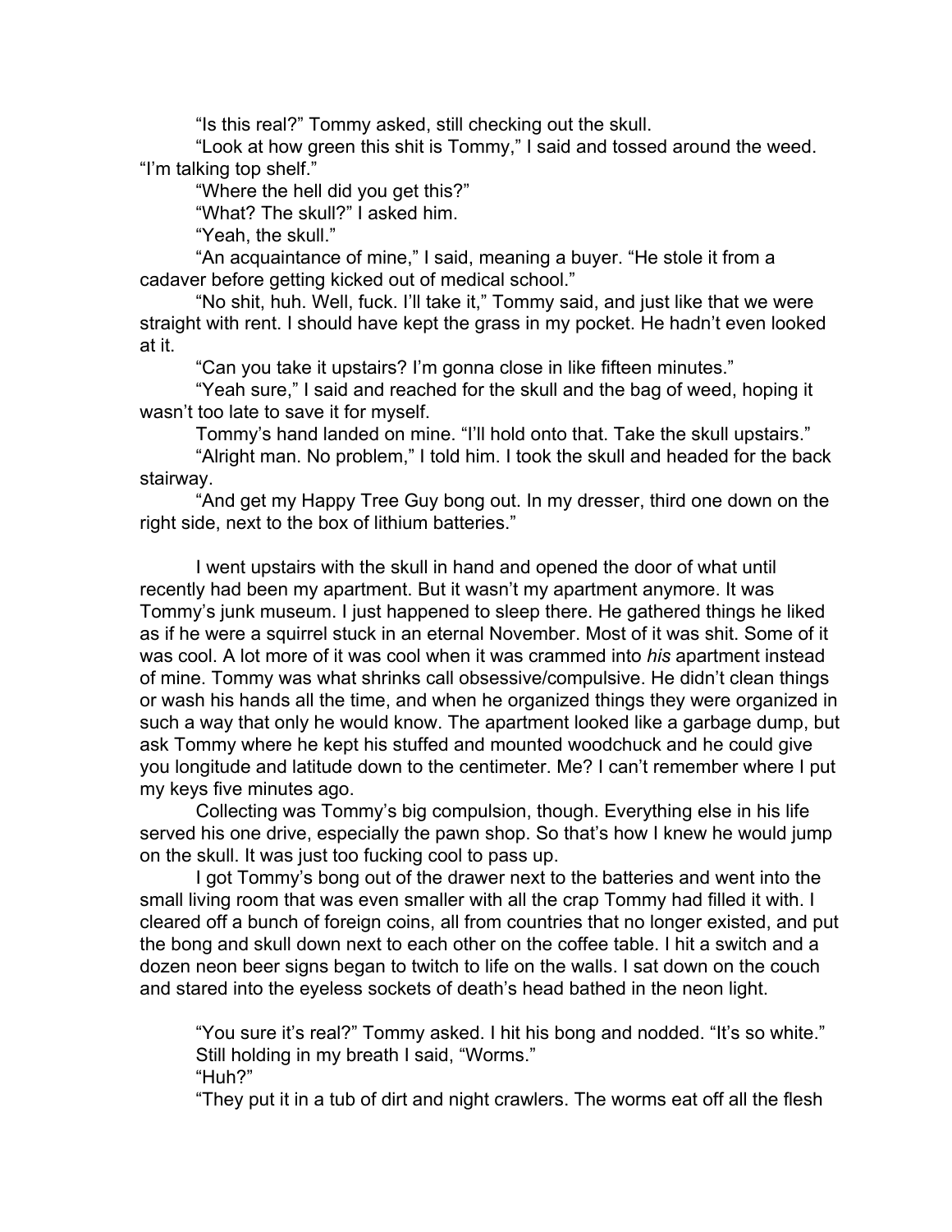"Is this real?" Tommy asked, still checking out the skull.

"Look at how green this shit is Tommy," I said and tossed around the weed. "I'm talking top shelf."

"Where the hell did you get this?"

"What? The skull?" I asked him.

"Yeah, the skull."

"An acquaintance of mine," I said, meaning a buyer. "He stole it from a cadaver before getting kicked out of medical school."

"No shit, huh. Well, fuck. I'll take it," Tommy said, and just like that we were straight with rent. I should have kept the grass in my pocket. He hadn't even looked at it.

"Can you take it upstairs? I'm gonna close in like fifteen minutes."

"Yeah sure," I said and reached for the skull and the bag of weed, hoping it wasn't too late to save it for myself.

Tommy's hand landed on mine. "I'll hold onto that. Take the skull upstairs."

"Alright man. No problem," I told him. I took the skull and headed for the back stairway.

"And get my Happy Tree Guy bong out. In my dresser, third one down on the right side, next to the box of lithium batteries."

I went upstairs with the skull in hand and opened the door of what until recently had been my apartment. But it wasn't my apartment anymore. It was Tommy's junk museum. I just happened to sleep there. He gathered things he liked as if he were a squirrel stuck in an eternal November. Most of it was shit. Some of it was cool. A lot more of it was cool when it was crammed into *his* apartment instead of mine. Tommy was what shrinks call obsessive/compulsive. He didn't clean things or wash his hands all the time, and when he organized things they were organized in such a way that only he would know. The apartment looked like a garbage dump, but ask Tommy where he kept his stuffed and mounted woodchuck and he could give you longitude and latitude down to the centimeter. Me? I can't remember where I put my keys five minutes ago.

Collecting was Tommy's big compulsion, though. Everything else in his life served his one drive, especially the pawn shop. So that's how I knew he would jump on the skull. It was just too fucking cool to pass up.

I got Tommy's bong out of the drawer next to the batteries and went into the small living room that was even smaller with all the crap Tommy had filled it with. I cleared off a bunch of foreign coins, all from countries that no longer existed, and put the bong and skull down next to each other on the coffee table. I hit a switch and a dozen neon beer signs began to twitch to life on the walls. I sat down on the couch and stared into the eyeless sockets of death's head bathed in the neon light.

"You sure it's real?" Tommy asked. I hit his bong and nodded. "It's so white."

Still holding in my breath I said, "Worms."

"Huh?"

"They put it in a tub of dirt and night crawlers. The worms eat off all the flesh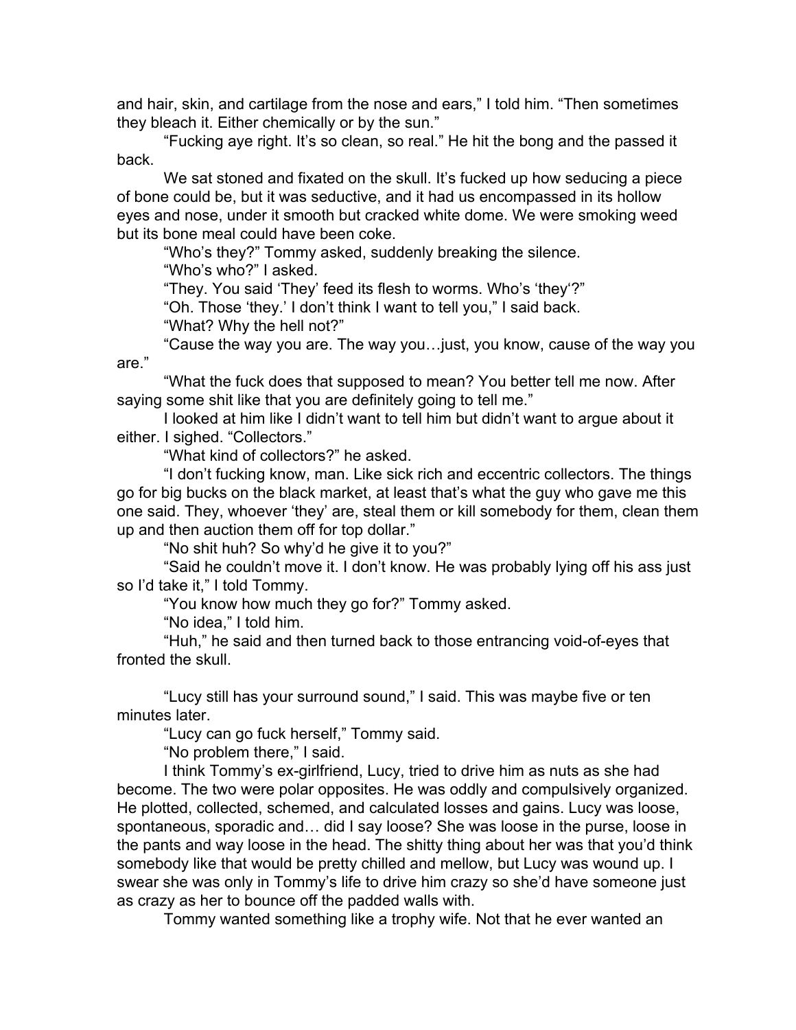and hair, skin, and cartilage from the nose and ears," I told him. "Then sometimes they bleach it. Either chemically or by the sun."

"Fucking aye right. It's so clean, so real." He hit the bong and the passed it back.

We sat stoned and fixated on the skull. It's fucked up how seducing a piece of bone could be, but it was seductive, and it had us encompassed in its hollow eyes and nose, under it smooth but cracked white dome. We were smoking weed but its bone meal could have been coke.

"Who's they?" Tommy asked, suddenly breaking the silence.

"Who's who?" I asked.

"They. You said 'They' feed its flesh to worms. Who's 'they'?"

"Oh. Those 'they.' I don't think I want to tell you," I said back.

"What? Why the hell not?"

"Cause the way you are. The way you…just, you know, cause of the way you are."

"What the fuck does that supposed to mean? You better tell me now. After saying some shit like that you are definitely going to tell me."

I looked at him like I didn't want to tell him but didn't want to argue about it either. I sighed. "Collectors."

"What kind of collectors?" he asked.

"I don't fucking know, man. Like sick rich and eccentric collectors. The things go for big bucks on the black market, at least that's what the guy who gave me this one said. They, whoever 'they' are, steal them or kill somebody for them, clean them up and then auction them off for top dollar."

"No shit huh? So why'd he give it to you?"

"Said he couldn't move it. I don't know. He was probably lying off his ass just so I'd take it," I told Tommy.

"You know how much they go for?" Tommy asked.

"No idea," I told him.

"Huh," he said and then turned back to those entrancing void-of-eyes that fronted the skull.

"Lucy still has your surround sound," I said. This was maybe five or ten minutes later.

"Lucy can go fuck herself," Tommy said.

"No problem there," I said.

I think Tommy's ex-girlfriend, Lucy, tried to drive him as nuts as she had become. The two were polar opposites. He was oddly and compulsively organized. He plotted, collected, schemed, and calculated losses and gains. Lucy was loose, spontaneous, sporadic and… did I say loose? She was loose in the purse, loose in the pants and way loose in the head. The shitty thing about her was that you'd think somebody like that would be pretty chilled and mellow, but Lucy was wound up. I swear she was only in Tommy's life to drive him crazy so she'd have someone just as crazy as her to bounce off the padded walls with.

Tommy wanted something like a trophy wife. Not that he ever wanted an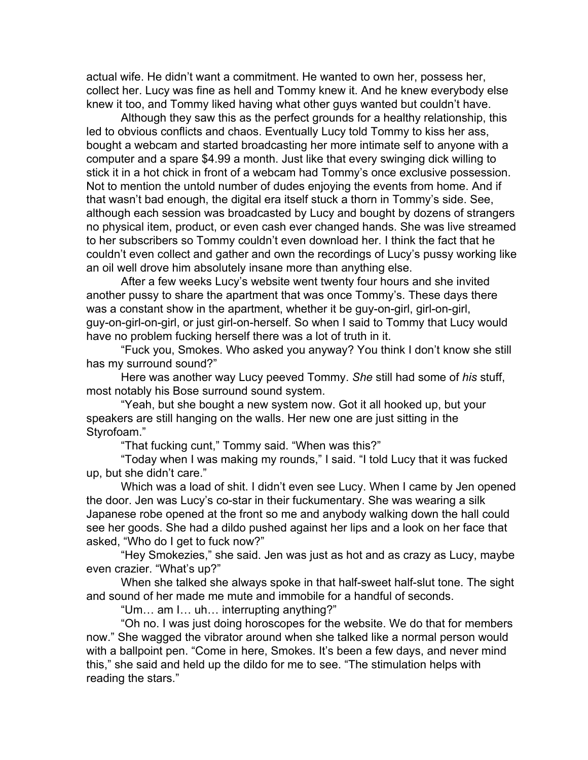actual wife. He didn't want a commitment. He wanted to own her, possess her, collect her. Lucy was fine as hell and Tommy knew it. And he knew everybody else knew it too, and Tommy liked having what other guys wanted but couldn't have.

Although they saw this as the perfect grounds for a healthy relationship, this led to obvious conflicts and chaos. Eventually Lucy told Tommy to kiss her ass, bought a webcam and started broadcasting her more intimate self to anyone with a computer and a spare $4.99 a month. Just like that every swinging dick willing to stick it in a hot chick in front of a webcam had Tommy's once exclusive possession. Not to mention the untold number of dudes enjoying the events from home. And if that wasn't bad enough, the digital era itself stuck a thorn in Tommy's side. See, although each session was broadcasted by Lucy and bought by dozens of strangers no physical item, product, or even cash ever changed hands. She was live streamed to her subscribers so Tommy couldn't even download her. I think the fact that he couldn't even collect and gather and own the recordings of Lucy's pussy working like an oil well drove him absolutely insane more than anything else.

After a few weeks Lucy's website went twenty four hours and she invited another pussy to share the apartment that was once Tommy's. These days there was a constant show in the apartment, whether it be guy-on-girl, girl-on-girl, guy-on-girl-on-girl, or just girl-on-herself. So when I said to Tommy that Lucy would have no problem fucking herself there was a lot of truth in it.

"Fuck you, Smokes. Who asked you anyway? You think I don't know she still has my surround sound?"

Here was another way Lucy peeved Tommy. *She* still had some of *his* stuff, most notably his Bose surround sound system.

"Yeah, but she bought a new system now. Got it all hooked up, but your speakers are still hanging on the walls. Her new one are just sitting in the Styrofoam."

"That fucking cunt," Tommy said. "When was this?"

"Today when I was making my rounds," I said. "I told Lucy that it was fucked up, but she didn't care."

Which was a load of shit. I didn't even see Lucy. When I came by Jen opened the door. Jen was Lucy's co-star in their fuckumentary. She was wearing a silk Japanese robe opened at the front so me and anybody walking down the hall could see her goods. She had a dildo pushed against her lips and a look on her face that asked, "Who do I get to fuck now?"

"Hey Smokezies," she said. Jen was just as hot and as crazy as Lucy, maybe even crazier. "What's up?"

When she talked she always spoke in that half-sweet half-slut tone. The sight and sound of her made me mute and immobile for a handful of seconds.

"Um… am I… uh… interrupting anything?"

"Oh no. I was just doing horoscopes for the website. We do that for members now." She wagged the vibrator around when she talked like a normal person would with a ballpoint pen. "Come in here, Smokes. It's been a few days, and never mind this," she said and held up the dildo for me to see. "The stimulation helps with reading the stars."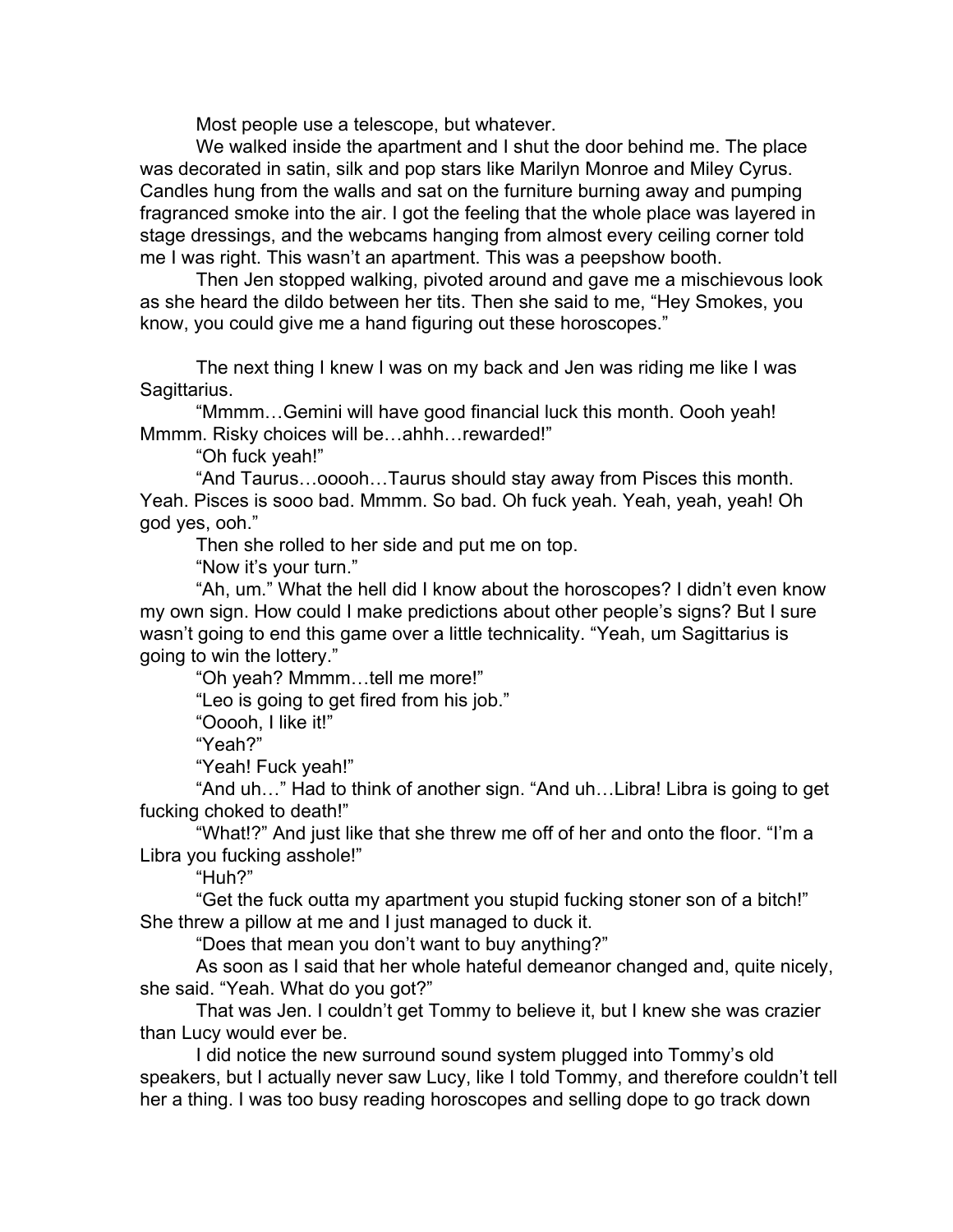Most people use a telescope, but whatever.

We walked inside the apartment and I shut the door behind me. The place was decorated in satin, silk and pop stars like Marilyn Monroe and Miley Cyrus. Candles hung from the walls and sat on the furniture burning away and pumping fragranced smoke into the air. I got the feeling that the whole place was layered in stage dressings, and the webcams hanging from almost every ceiling corner told me I was right. This wasn't an apartment. This was a peepshow booth.

Then Jen stopped walking, pivoted around and gave me a mischievous look as she heard the dildo between her tits. Then she said to me, "Hey Smokes, you know, you could give me a hand figuring out these horoscopes."

The next thing I knew I was on my back and Jen was riding me like I was Sagittarius.

"Mmmm…Gemini will have good financial luck this month. Oooh yeah! Mmmm. Risky choices will be…ahhh…rewarded!"

"Oh fuck yeah!"

"And Taurus…ooooh…Taurus should stay away from Pisces this month. Yeah. Pisces is sooo bad. Mmmm. So bad. Oh fuck yeah. Yeah, yeah, yeah! Oh god yes, ooh."

Then she rolled to her side and put me on top.

"Now it's your turn."

"Ah, um." What the hell did I know about the horoscopes? I didn't even know my own sign. How could I make predictions about other people's signs? But I sure wasn't going to end this game over a little technicality. "Yeah, um Sagittarius is going to win the lottery."

"Oh yeah? Mmmm…tell me more!"

"Leo is going to get fired from his job."

"Ooooh, I like it!"

"Yeah?"

"Yeah! Fuck yeah!"

"And uh…" Had to think of another sign. "And uh…Libra! Libra is going to get fucking choked to death!"

"What!?" And just like that she threw me off of her and onto the floor. "I'm a Libra you fucking asshole!"

"Huh?"

"Get the fuck outta my apartment you stupid fucking stoner son of a bitch!" She threw a pillow at me and I just managed to duck it.

"Does that mean you don't want to buy anything?"

As soon as I said that her whole hateful demeanor changed and, quite nicely, she said. "Yeah. What do you got?"

That was Jen. I couldn't get Tommy to believe it, but I knew she was crazier than Lucy would ever be.

I did notice the new surround sound system plugged into Tommy's old speakers, but I actually never saw Lucy, like I told Tommy, and therefore couldn't tell her a thing. I was too busy reading horoscopes and selling dope to go track down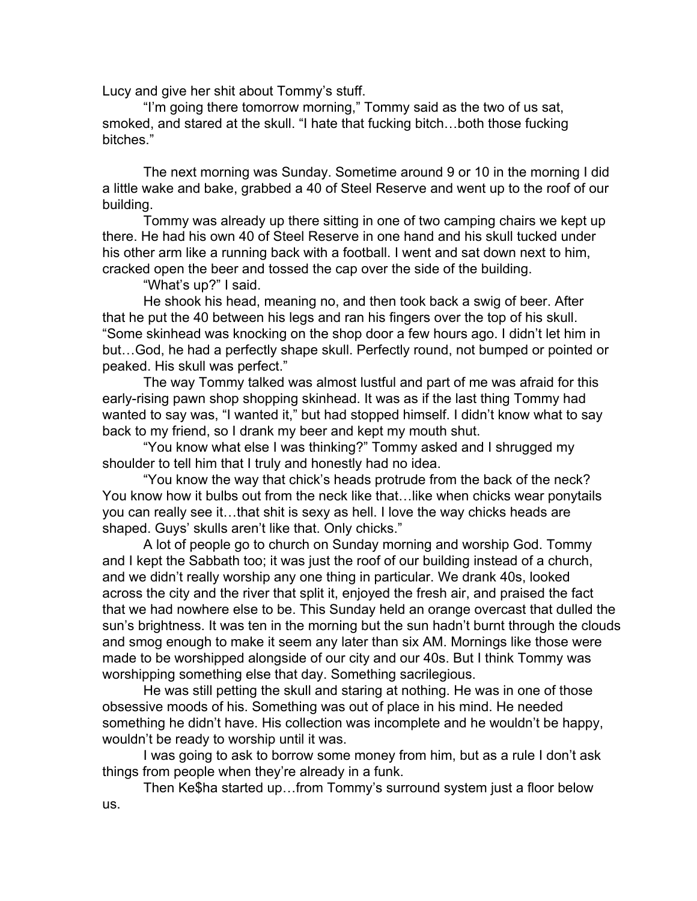Lucy and give her shit about Tommy's stuff.

"I'm going there tomorrow morning," Tommy said as the two of us sat, smoked, and stared at the skull. "I hate that fucking bitch…both those fucking bitches."

The next morning was Sunday. Sometime around 9 or 10 in the morning I did a little wake and bake, grabbed a 40 of Steel Reserve and went up to the roof of our building.

Tommy was already up there sitting in one of two camping chairs we kept up there. He had his own 40 of Steel Reserve in one hand and his skull tucked under his other arm like a running back with a football. I went and sat down next to him, cracked open the beer and tossed the cap over the side of the building.

"What's up?" I said.

He shook his head, meaning no, and then took back a swig of beer. After that he put the 40 between his legs and ran his fingers over the top of his skull. "Some skinhead was knocking on the shop door a few hours ago. I didn't let him in but…God, he had a perfectly shape skull. Perfectly round, not bumped or pointed or peaked. His skull was perfect."

The way Tommy talked was almost lustful and part of me was afraid for this early-rising pawn shop shopping skinhead. It was as if the last thing Tommy had wanted to say was, "I wanted it," but had stopped himself. I didn't know what to say back to my friend, so I drank my beer and kept my mouth shut.

"You know what else I was thinking?" Tommy asked and I shrugged my shoulder to tell him that I truly and honestly had no idea.

"You know the way that chick's heads protrude from the back of the neck? You know how it bulbs out from the neck like that…like when chicks wear ponytails you can really see it…that shit is sexy as hell. I love the way chicks heads are shaped. Guys' skulls aren't like that. Only chicks."

A lot of people go to church on Sunday morning and worship God. Tommy and I kept the Sabbath too; it was just the roof of our building instead of a church, and we didn't really worship any one thing in particular. We drank 40s, looked across the city and the river that split it, enjoyed the fresh air, and praised the fact that we had nowhere else to be. This Sunday held an orange overcast that dulled the sun's brightness. It was ten in the morning but the sun hadn't burnt through the clouds and smog enough to make it seem any later than six AM. Mornings like those were made to be worshipped alongside of our city and our 40s. But I think Tommy was worshipping something else that day. Something sacrilegious.

He was still petting the skull and staring at nothing. He was in one of those obsessive moods of his. Something was out of place in his mind. He needed something he didn't have. His collection was incomplete and he wouldn't be happy, wouldn't be ready to worship until it was.

I was going to ask to borrow some money from him, but as a rule I don't ask things from people when they're already in a funk.

Then Ke$ha started up…from Tommy's surround system just a floor below us.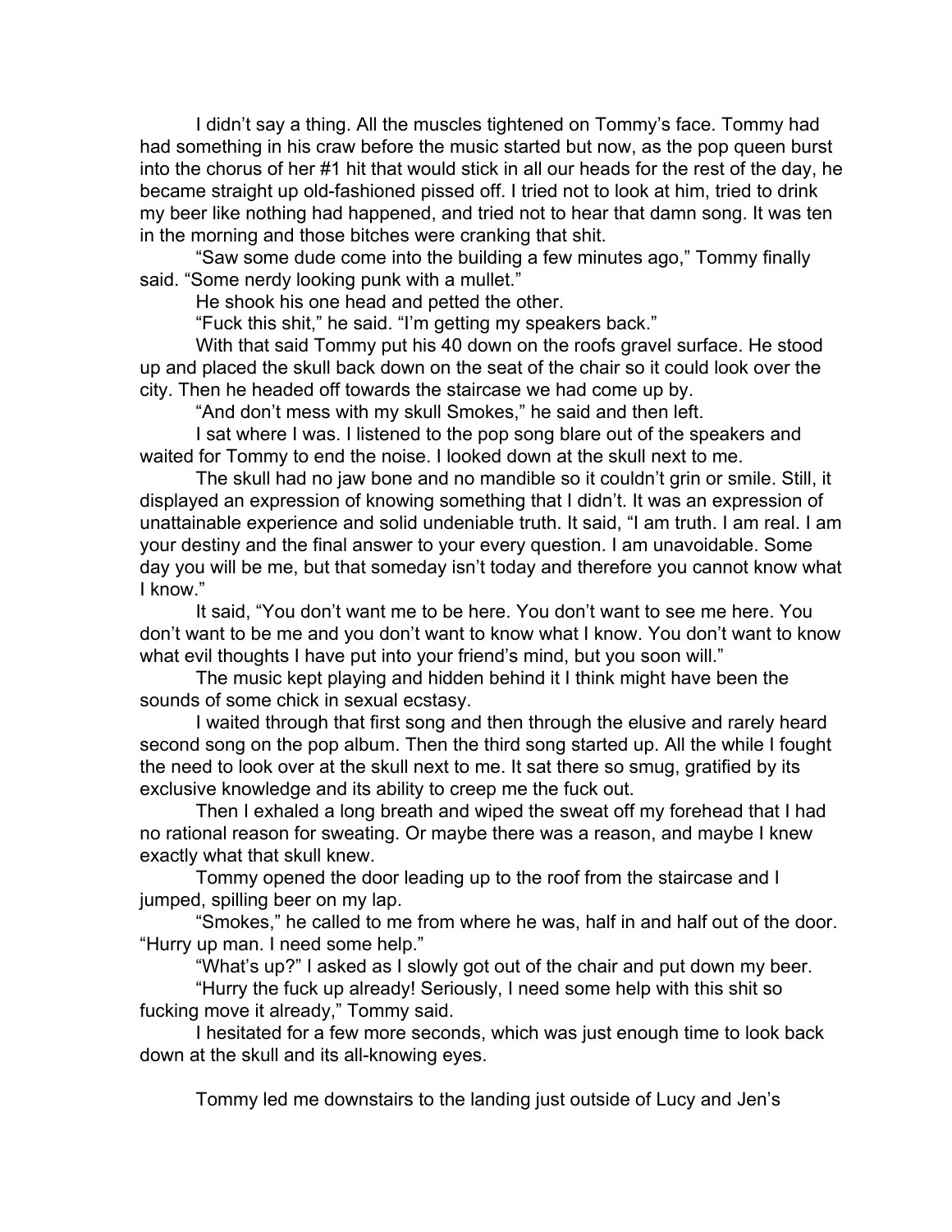I didn't say a thing. All the muscles tightened on Tommy's face. Tommy had had something in his craw before the music started but now, as the pop queen burst into the chorus of her #1 hit that would stick in all our heads for the rest of the day, he became straight up old-fashioned pissed off. I tried not to look at him, tried to drink my beer like nothing had happened, and tried not to hear that damn song. It was ten in the morning and those bitches were cranking that shit.

"Saw some dude come into the building a few minutes ago," Tommy finally said. "Some nerdy looking punk with a mullet."

He shook his one head and petted the other.

"Fuck this shit," he said. "I'm getting my speakers back."

With that said Tommy put his 40 down on the roofs gravel surface. He stood up and placed the skull back down on the seat of the chair so it could look over the city. Then he headed off towards the staircase we had come up by.

"And don't mess with my skull Smokes," he said and then left.

I sat where I was. I listened to the pop song blare out of the speakers and waited for Tommy to end the noise. I looked down at the skull next to me.

The skull had no jaw bone and no mandible so it couldn't grin or smile. Still, it displayed an expression of knowing something that I didn't. It was an expression of unattainable experience and solid undeniable truth. It said, "I am truth. I am real. I am your destiny and the final answer to your every question. I am unavoidable. Some day you will be me, but that someday isn't today and therefore you cannot know what I know."

It said, "You don't want me to be here. You don't want to see me here. You don't want to be me and you don't want to know what I know. You don't want to know what evil thoughts I have put into your friend's mind, but you soon will."

The music kept playing and hidden behind it I think might have been the sounds of some chick in sexual ecstasy.

I waited through that first song and then through the elusive and rarely heard second song on the pop album. Then the third song started up. All the while I fought the need to look over at the skull next to me. It sat there so smug, gratified by its exclusive knowledge and its ability to creep me the fuck out.

Then I exhaled a long breath and wiped the sweat off my forehead that I had no rational reason for sweating. Or maybe there was a reason, and maybe I knew exactly what that skull knew.

Tommy opened the door leading up to the roof from the staircase and I jumped, spilling beer on my lap.

"Smokes," he called to me from where he was, half in and half out of the door. "Hurry up man. I need some help."

"What's up?" I asked as I slowly got out of the chair and put down my beer.

"Hurry the fuck up already! Seriously, I need some help with this shit so fucking move it already," Tommy said.

I hesitated for a few more seconds, which was just enough time to look back down at the skull and its all-knowing eyes.

Tommy led me downstairs to the landing just outside of Lucy and Jen's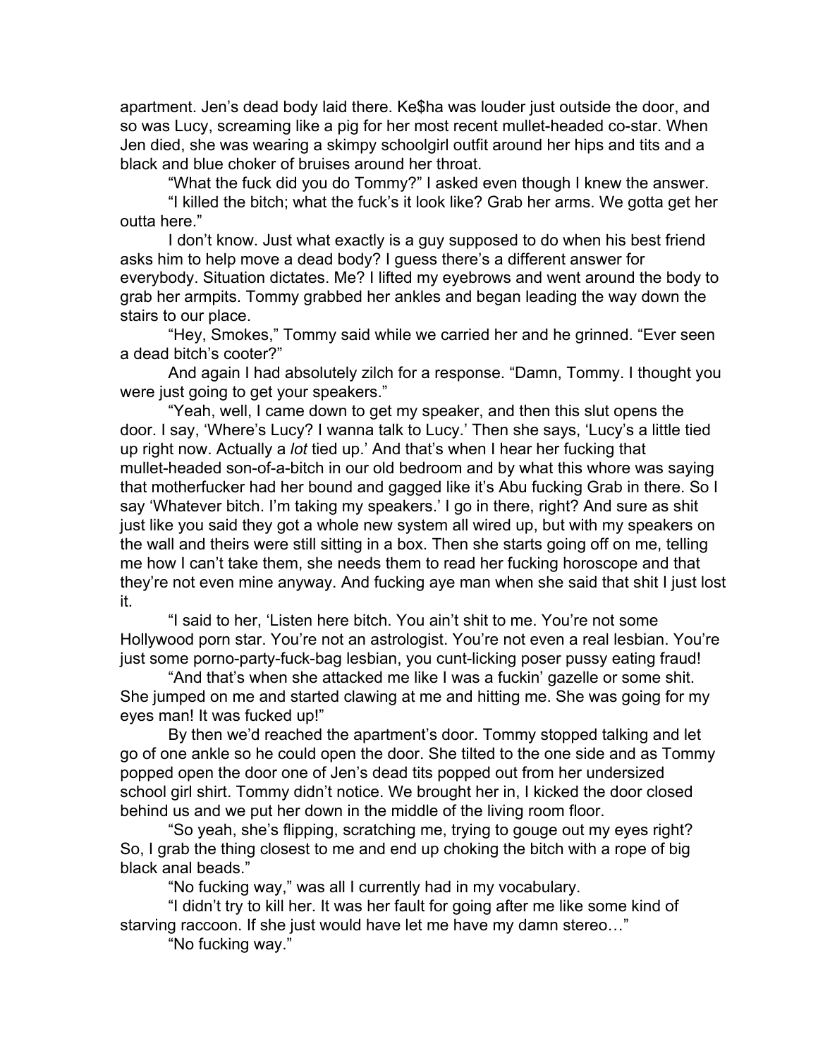apartment. Jen's dead body laid there. Ke$ha was louder just outside the door, and so was Lucy, screaming like a pig for her most recent mullet-headed co-star. When Jen died, she was wearing a skimpy schoolgirl outfit around her hips and tits and a black and blue choker of bruises around her throat.

"What the fuck did you do Tommy?" I asked even though I knew the answer.

"I killed the bitch; what the fuck's it look like? Grab her arms. We gotta get her outta here."

I don't know. Just what exactly is a guy supposed to do when his best friend asks him to help move a dead body? I guess there's a different answer for everybody. Situation dictates. Me? I lifted my eyebrows and went around the body to grab her armpits. Tommy grabbed her ankles and began leading the way down the stairs to our place.

"Hey, Smokes," Tommy said while we carried her and he grinned. "Ever seen a dead bitch's cooter?"

And again I had absolutely zilch for a response. "Damn, Tommy. I thought you were just going to get your speakers."

"Yeah, well, I came down to get my speaker, and then this slut opens the door. I say, 'Where's Lucy? I wanna talk to Lucy.' Then she says, 'Lucy's a little tied up right now. Actually a *lot* tied up.' And that's when I hear her fucking that mullet-headed son-of-a-bitch in our old bedroom and by what this whore was saying that motherfucker had her bound and gagged like it's Abu fucking Grab in there. So I say 'Whatever bitch. I'm taking my speakers.' I go in there, right? And sure as shit just like you said they got a whole new system all wired up, but with my speakers on the wall and theirs were still sitting in a box. Then she starts going off on me, telling me how I can't take them, she needs them to read her fucking horoscope and that they're not even mine anyway. And fucking aye man when she said that shit I just lost it.

"I said to her, 'Listen here bitch. You ain't shit to me. You're not some Hollywood porn star. You're not an astrologist. You're not even a real lesbian. You're just some porno-party-fuck-bag lesbian, you cunt-licking poser pussy eating fraud!

"And that's when she attacked me like I was a fuckin' gazelle or some shit. She jumped on me and started clawing at me and hitting me. She was going for my eyes man! It was fucked up!"

By then we'd reached the apartment's door. Tommy stopped talking and let go of one ankle so he could open the door. She tilted to the one side and as Tommy popped open the door one of Jen's dead tits popped out from her undersized school girl shirt. Tommy didn't notice. We brought her in, I kicked the door closed behind us and we put her down in the middle of the living room floor.

"So yeah, she's flipping, scratching me, trying to gouge out my eyes right? So, I grab the thing closest to me and end up choking the bitch with a rope of big black anal beads."

"No fucking way," was all I currently had in my vocabulary.

"I didn't try to kill her. It was her fault for going after me like some kind of starving raccoon. If she just would have let me have my damn stereo…"

"No fucking way."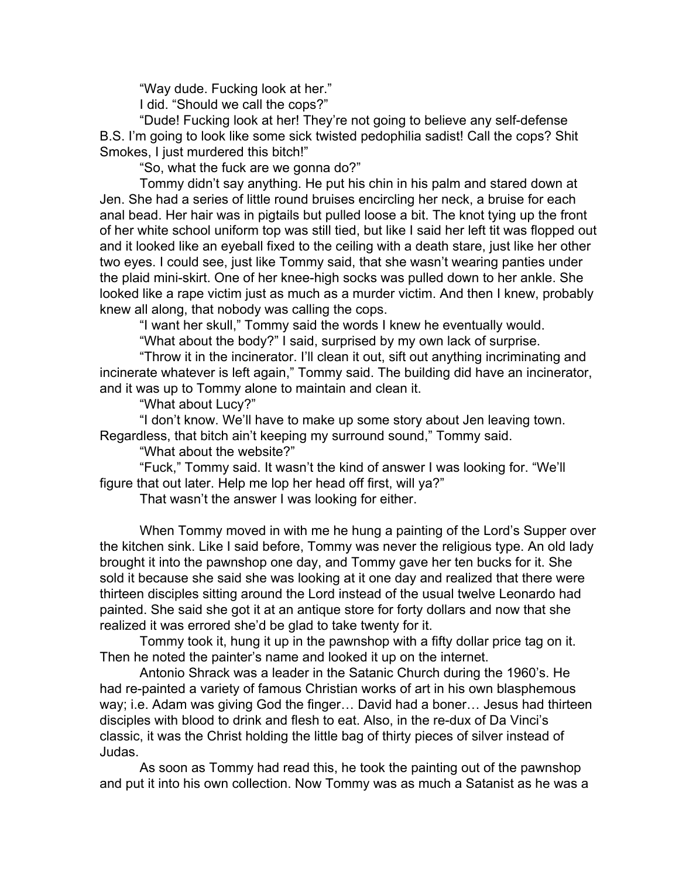"Way dude. Fucking look at her."

I did. "Should we call the cops?"

"Dude! Fucking look at her! They're not going to believe any self-defense B.S. I'm going to look like some sick twisted pedophilia sadist! Call the cops? Shit Smokes, I just murdered this bitch!"

"So, what the fuck are we gonna do?"

Tommy didn't say anything. He put his chin in his palm and stared down at Jen. She had a series of little round bruises encircling her neck, a bruise for each anal bead. Her hair was in pigtails but pulled loose a bit. The knot tying up the front of her white school uniform top was still tied, but like I said her left tit was flopped out and it looked like an eyeball fixed to the ceiling with a death stare, just like her other two eyes. I could see, just like Tommy said, that she wasn't wearing panties under the plaid mini-skirt. One of her knee-high socks was pulled down to her ankle. She looked like a rape victim just as much as a murder victim. And then I knew, probably knew all along, that nobody was calling the cops.

"I want her skull," Tommy said the words I knew he eventually would.

"What about the body?" I said, surprised by my own lack of surprise.

"Throw it in the incinerator. I'll clean it out, sift out anything incriminating and incinerate whatever is left again," Tommy said. The building did have an incinerator, and it was up to Tommy alone to maintain and clean it.

"What about Lucy?"

"I don't know. We'll have to make up some story about Jen leaving town. Regardless, that bitch ain't keeping my surround sound," Tommy said.

"What about the website?"

"Fuck," Tommy said. It wasn't the kind of answer I was looking for. "We'll figure that out later. Help me lop her head off first, will ya?"

That wasn't the answer I was looking for either.

When Tommy moved in with me he hung a painting of the Lord's Supper over the kitchen sink. Like I said before, Tommy was never the religious type. An old lady brought it into the pawnshop one day, and Tommy gave her ten bucks for it. She sold it because she said she was looking at it one day and realized that there were thirteen disciples sitting around the Lord instead of the usual twelve Leonardo had painted. She said she got it at an antique store for forty dollars and now that she realized it was errored she'd be glad to take twenty for it.

Tommy took it, hung it up in the pawnshop with a fifty dollar price tag on it. Then he noted the painter's name and looked it up on the internet.

Antonio Shrack was a leader in the Satanic Church during the 1960's. He had re-painted a variety of famous Christian works of art in his own blasphemous way; i.e. Adam was giving God the finger… David had a boner… Jesus had thirteen disciples with blood to drink and flesh to eat. Also, in the re-dux of Da Vinci's classic, it was the Christ holding the little bag of thirty pieces of silver instead of Judas.

As soon as Tommy had read this, he took the painting out of the pawnshop and put it into his own collection. Now Tommy was as much a Satanist as he was a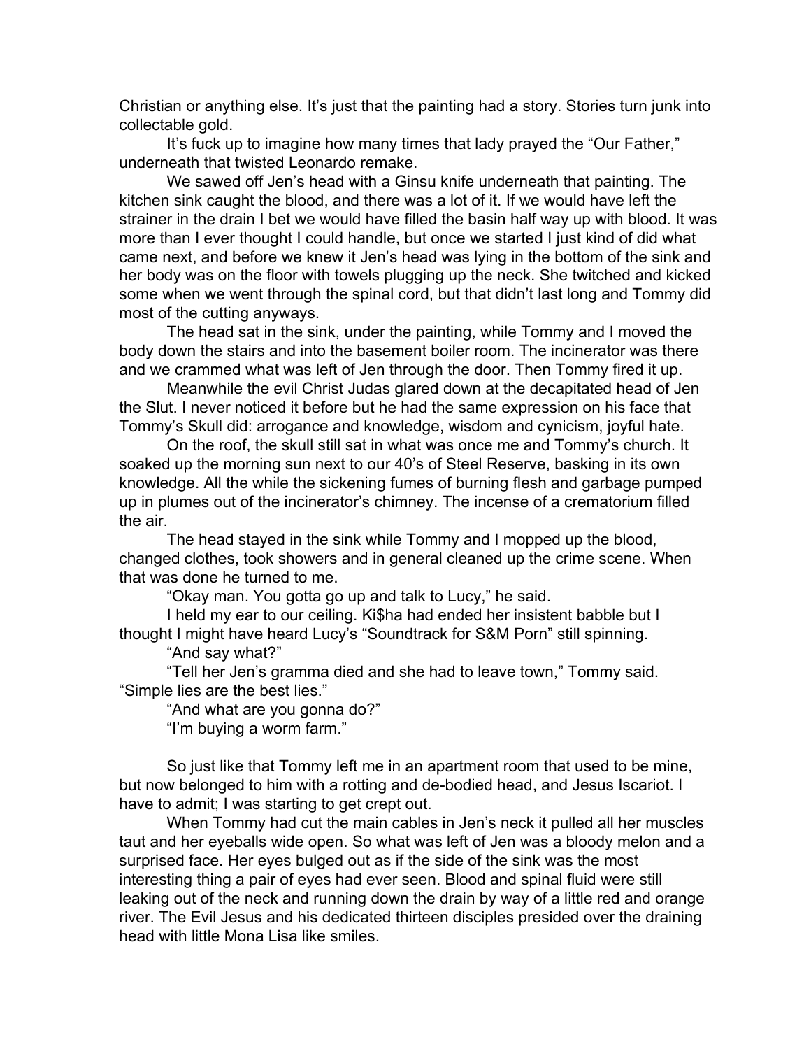Christian or anything else. It's just that the painting had a story. Stories turn junk into collectable gold.

It's fuck up to imagine how many times that lady prayed the "Our Father," underneath that twisted Leonardo remake.

We sawed off Jen's head with a Ginsu knife underneath that painting. The kitchen sink caught the blood, and there was a lot of it. If we would have left the strainer in the drain I bet we would have filled the basin half way up with blood. It was more than I ever thought I could handle, but once we started I just kind of did what came next, and before we knew it Jen's head was lying in the bottom of the sink and her body was on the floor with towels plugging up the neck. She twitched and kicked some when we went through the spinal cord, but that didn't last long and Tommy did most of the cutting anyways.

The head sat in the sink, under the painting, while Tommy and I moved the body down the stairs and into the basement boiler room. The incinerator was there and we crammed what was left of Jen through the door. Then Tommy fired it up.

Meanwhile the evil Christ Judas glared down at the decapitated head of Jen the Slut. I never noticed it before but he had the same expression on his face that Tommy's Skull did: arrogance and knowledge, wisdom and cynicism, joyful hate.

On the roof, the skull still sat in what was once me and Tommy's church. It soaked up the morning sun next to our 40's of Steel Reserve, basking in its own knowledge. All the while the sickening fumes of burning flesh and garbage pumped up in plumes out of the incinerator's chimney. The incense of a crematorium filled the air.

The head stayed in the sink while Tommy and I mopped up the blood, changed clothes, took showers and in general cleaned up the crime scene. When that was done he turned to me.

"Okay man. You gotta go up and talk to Lucy," he said.

I held my ear to our ceiling. Ki$ha had ended her insistent babble but I thought I might have heard Lucy's "Soundtrack for S&M Porn" still spinning.

"And say what?"

"Tell her Jen's gramma died and she had to leave town," Tommy said. "Simple lies are the best lies."

"And what are you gonna do?"

"I'm buying a worm farm."

So just like that Tommy left me in an apartment room that used to be mine, but now belonged to him with a rotting and de-bodied head, and Jesus Iscariot. I have to admit; I was starting to get crept out.

When Tommy had cut the main cables in Jen's neck it pulled all her muscles taut and her eyeballs wide open. So what was left of Jen was a bloody melon and a surprised face. Her eyes bulged out as if the side of the sink was the most interesting thing a pair of eyes had ever seen. Blood and spinal fluid were still leaking out of the neck and running down the drain by way of a little red and orange river. The Evil Jesus and his dedicated thirteen disciples presided over the draining head with little Mona Lisa like smiles.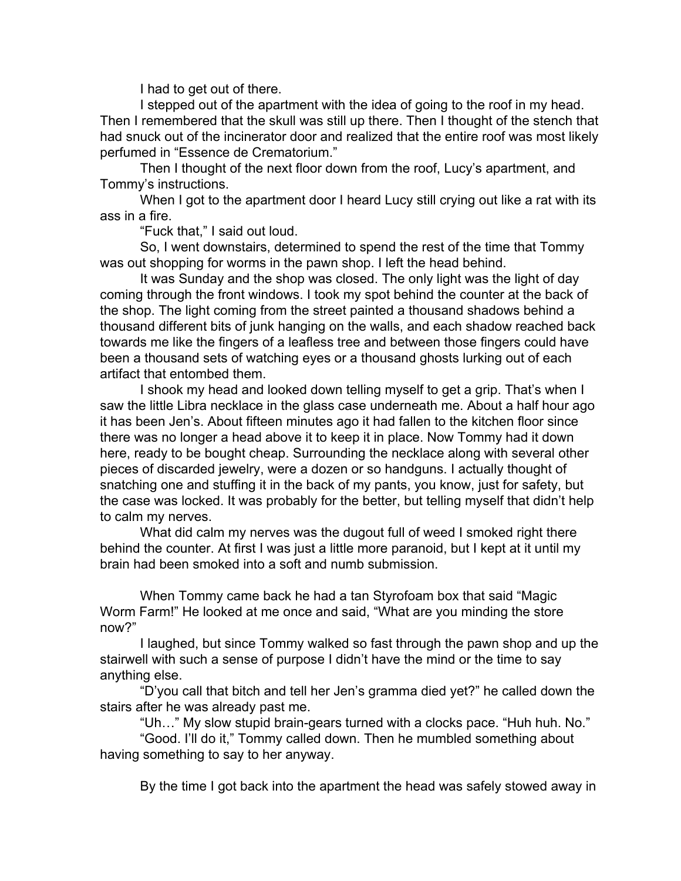I had to get out of there.

I stepped out of the apartment with the idea of going to the roof in my head. Then I remembered that the skull was still up there. Then I thought of the stench that had snuck out of the incinerator door and realized that the entire roof was most likely perfumed in "Essence de Crematorium."

Then I thought of the next floor down from the roof, Lucy's apartment, and Tommy's instructions.

When I got to the apartment door I heard Lucy still crying out like a rat with its ass in a fire.

"Fuck that," I said out loud.

So, I went downstairs, determined to spend the rest of the time that Tommy was out shopping for worms in the pawn shop. I left the head behind.

It was Sunday and the shop was closed. The only light was the light of day coming through the front windows. I took my spot behind the counter at the back of the shop. The light coming from the street painted a thousand shadows behind a thousand different bits of junk hanging on the walls, and each shadow reached back towards me like the fingers of a leafless tree and between those fingers could have been a thousand sets of watching eyes or a thousand ghosts lurking out of each artifact that entombed them.

I shook my head and looked down telling myself to get a grip. That's when I saw the little Libra necklace in the glass case underneath me. About a half hour ago it has been Jen's. About fifteen minutes ago it had fallen to the kitchen floor since there was no longer a head above it to keep it in place. Now Tommy had it down here, ready to be bought cheap. Surrounding the necklace along with several other pieces of discarded jewelry, were a dozen or so handguns. I actually thought of snatching one and stuffing it in the back of my pants, you know, just for safety, but the case was locked. It was probably for the better, but telling myself that didn't help to calm my nerves.

What did calm my nerves was the dugout full of weed I smoked right there behind the counter. At first I was just a little more paranoid, but I kept at it until my brain had been smoked into a soft and numb submission.

When Tommy came back he had a tan Styrofoam box that said "Magic Worm Farm!" He looked at me once and said, "What are you minding the store now?"

I laughed, but since Tommy walked so fast through the pawn shop and up the stairwell with such a sense of purpose I didn't have the mind or the time to say anything else.

"D'you call that bitch and tell her Jen's gramma died yet?" he called down the stairs after he was already past me.

"Uh…" My slow stupid brain-gears turned with a clocks pace. "Huh huh. No."

"Good. I'll do it," Tommy called down. Then he mumbled something about having something to say to her anyway.

By the time I got back into the apartment the head was safely stowed away in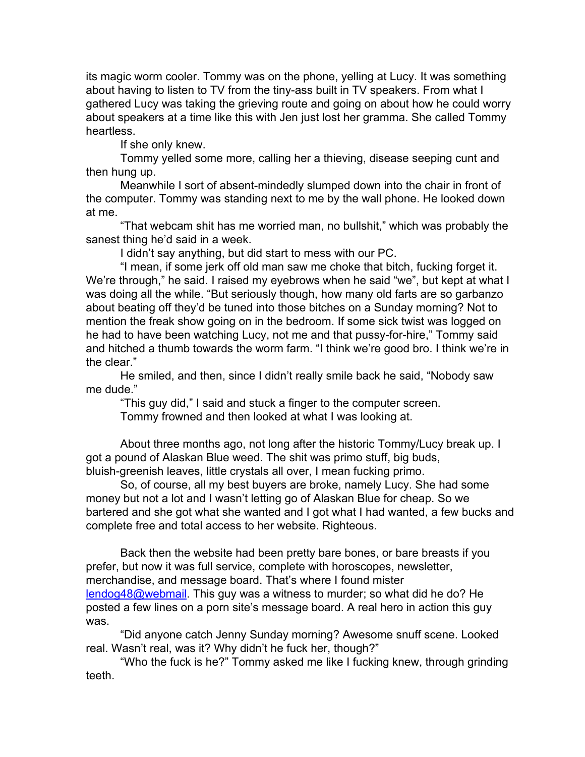its magic worm cooler. Tommy was on the phone, yelling at Lucy. It was something about having to listen to TV from the tiny-ass built in TV speakers. From what I gathered Lucy was taking the grieving route and going on about how he could worry about speakers at a time like this with Jen just lost her gramma. She called Tommy heartless.

If she only knew.

Tommy yelled some more, calling her a thieving, disease seeping cunt and then hung up.

Meanwhile I sort of absent-mindedly slumped down into the chair in front of the computer. Tommy was standing next to me by the wall phone. He looked down at me.

"That webcam shit has me worried man, no bullshit," which was probably the sanest thing he'd said in a week.

I didn't say anything, but did start to mess with our PC.

"I mean, if some jerk off old man saw me choke that bitch, fucking forget it. We're through," he said. I raised my eyebrows when he said "we", but kept at what I was doing all the while. "But seriously though, how many old farts are so garbanzo about beating off they'd be tuned into those bitches on a Sunday morning? Not to mention the freak show going on in the bedroom. If some sick twist was logged on he had to have been watching Lucy, not me and that pussy-for-hire," Tommy said and hitched a thumb towards the worm farm. "I think we're good bro. I think we're in the clear."

He smiled, and then, since I didn't really smile back he said, "Nobody saw me dude."

"This guy did," I said and stuck a finger to the computer screen.

Tommy frowned and then looked at what I was looking at.

About three months ago, not long after the historic Tommy/Lucy break up. I got a pound of Alaskan Blue weed. The shit was primo stuff, big buds, bluish-greenish leaves, little crystals all over, I mean fucking primo.

So, of course, all my best buyers are broke, namely Lucy. She had some money but not a lot and I wasn't letting go of Alaskan Blue for cheap. So we bartered and she got what she wanted and I got what I had wanted, a few bucks and complete free and total access to her website. Righteous.

Back then the website had been pretty bare bones, or bare breasts if you prefer, but now it was full service, complete with horoscopes, newsletter, merchandise, and message board. That's where I found mister lendog48@webmail. This guy was a witness to murder; so what did he do? He posted a few lines on a porn site's message board. A real hero in action this guy was.

"Did anyone catch Jenny Sunday morning? Awesome snuff scene. Looked real. Wasn't real, was it? Why didn't he fuck her, though?"

"Who the fuck is he?" Tommy asked me like I fucking knew, through grinding teeth.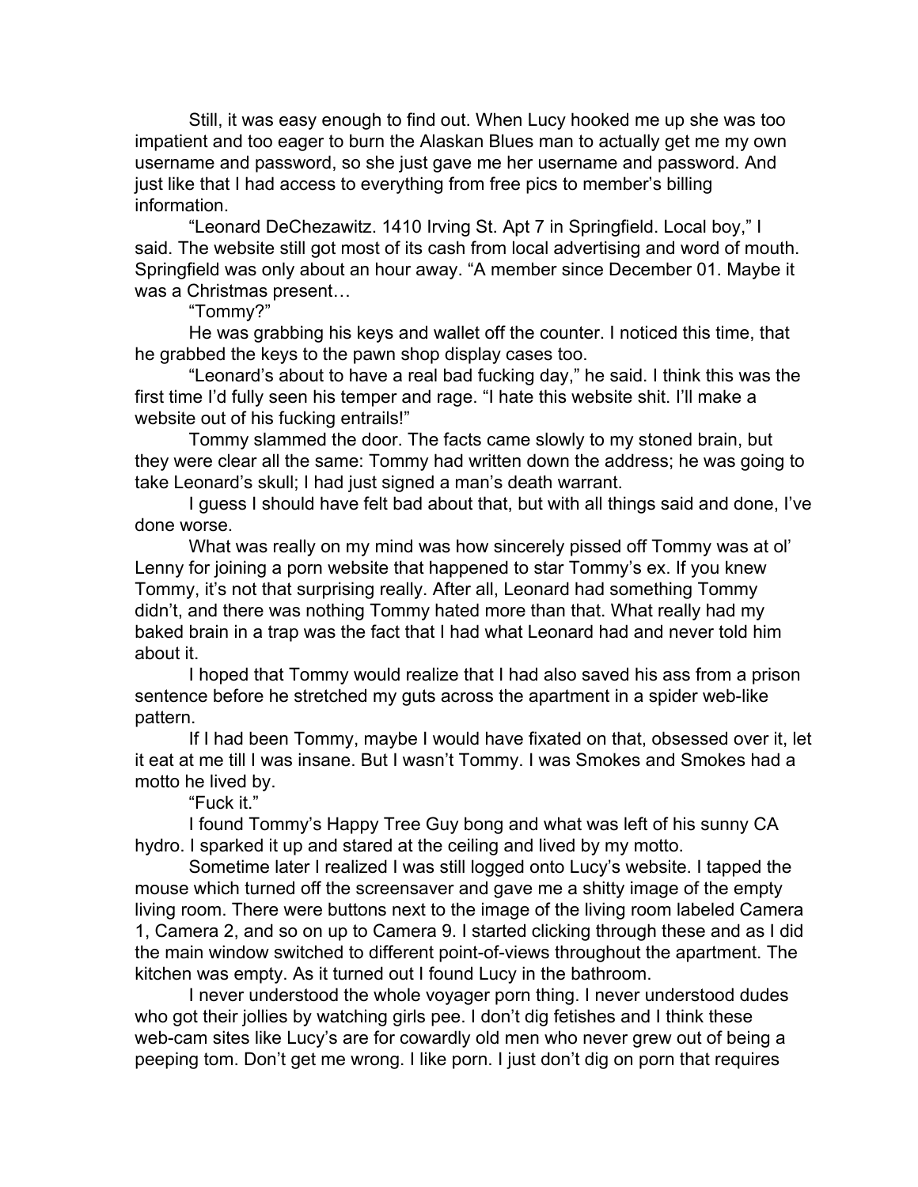Still, it was easy enough to find out. When Lucy hooked me up she was too impatient and too eager to burn the Alaskan Blues man to actually get me my own username and password, so she just gave me her username and password. And just like that I had access to everything from free pics to member's billing information.

"Leonard DeChezawitz. 1410 Irving St. Apt 7 in Springfield. Local boy," I said. The website still got most of its cash from local advertising and word of mouth. Springfield was only about an hour away. "A member since December 01. Maybe it was a Christmas present…

"Tommy?"

He was grabbing his keys and wallet off the counter. I noticed this time, that he grabbed the keys to the pawn shop display cases too.

"Leonard's about to have a real bad fucking day," he said. I think this was the first time I'd fully seen his temper and rage. "I hate this website shit. I'll make a website out of his fucking entrails!"

Tommy slammed the door. The facts came slowly to my stoned brain, but they were clear all the same: Tommy had written down the address; he was going to take Leonard's skull; I had just signed a man's death warrant.

I guess I should have felt bad about that, but with all things said and done, I've done worse.

What was really on my mind was how sincerely pissed off Tommy was at ol' Lenny for joining a porn website that happened to star Tommy's ex. If you knew Tommy, it's not that surprising really. After all, Leonard had something Tommy didn't, and there was nothing Tommy hated more than that. What really had my baked brain in a trap was the fact that I had what Leonard had and never told him about it.

I hoped that Tommy would realize that I had also saved his ass from a prison sentence before he stretched my guts across the apartment in a spider web-like pattern.

If I had been Tommy, maybe I would have fixated on that, obsessed over it, let it eat at me till I was insane. But I wasn't Tommy. I was Smokes and Smokes had a motto he lived by.

"Fuck it."

I found Tommy's Happy Tree Guy bong and what was left of his sunny CA hydro. I sparked it up and stared at the ceiling and lived by my motto.

Sometime later I realized I was still logged onto Lucy's website. I tapped the mouse which turned off the screensaver and gave me a shitty image of the empty living room. There were buttons next to the image of the living room labeled Camera 1, Camera 2, and so on up to Camera 9. I started clicking through these and as I did the main window switched to different point-of-views throughout the apartment. The kitchen was empty. As it turned out I found Lucy in the bathroom.

I never understood the whole voyager porn thing. I never understood dudes who got their jollies by watching girls pee. I don't dig fetishes and I think these web-cam sites like Lucy's are for cowardly old men who never grew out of being a peeping tom. Don't get me wrong. I like porn. I just don't dig on porn that requires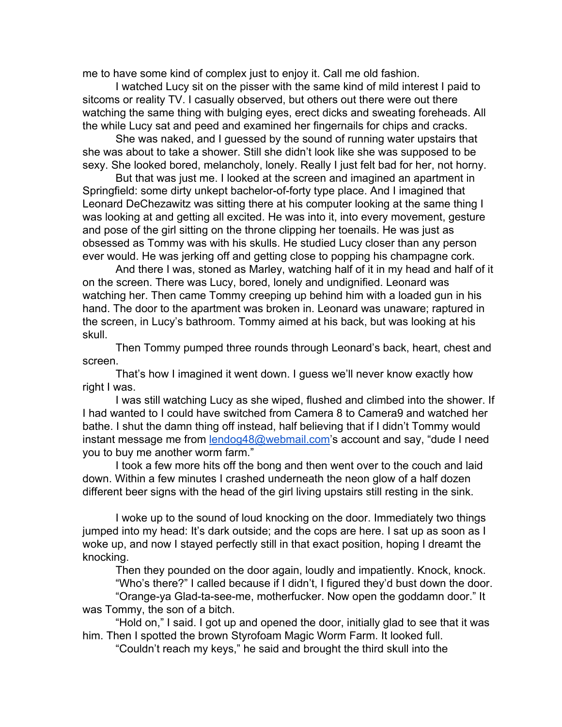me to have some kind of complex just to enjoy it. Call me old fashion.

I watched Lucy sit on the pisser with the same kind of mild interest I paid to sitcoms or reality TV. I casually observed, but others out there were out there watching the same thing with bulging eyes, erect dicks and sweating foreheads. All the while Lucy sat and peed and examined her fingernails for chips and cracks.

She was naked, and I guessed by the sound of running water upstairs that she was about to take a shower. Still she didn't look like she was supposed to be sexy. She looked bored, melancholy, lonely. Really I just felt bad for her, not horny.

But that was just me. I looked at the screen and imagined an apartment in Springfield: some dirty unkept bachelor-of-forty type place. And I imagined that Leonard DeChezawitz was sitting there at his computer looking at the same thing I was looking at and getting all excited. He was into it, into every movement, gesture and pose of the girl sitting on the throne clipping her toenails. He was just as obsessed as Tommy was with his skulls. He studied Lucy closer than any person ever would. He was jerking off and getting close to popping his champagne cork.

And there I was, stoned as Marley, watching half of it in my head and half of it on the screen. There was Lucy, bored, lonely and undignified. Leonard was watching her. Then came Tommy creeping up behind him with a loaded gun in his hand. The door to the apartment was broken in. Leonard was unaware; raptured in the screen, in Lucy's bathroom. Tommy aimed at his back, but was looking at his skull.

Then Tommy pumped three rounds through Leonard's back, heart, chest and screen.

That's how I imagined it went down. I guess we'll never know exactly how right I was.

I was still watching Lucy as she wiped, flushed and climbed into the shower. If I had wanted to I could have switched from Camera 8 to Camera9 and watched her bathe. I shut the damn thing off instead, half believing that if I didn't Tommy would instant message me from [lendog48@webmail.com](mailto:lendog48@webmail.com)'s account and say, "dude I need you to buy me another worm farm."

I took a few more hits off the bong and then went over to the couch and laid down. Within a few minutes I crashed underneath the neon glow of a half dozen different beer signs with the head of the girl living upstairs still resting in the sink.

I woke up to the sound of loud knocking on the door. Immediately two things jumped into my head: It's dark outside; and the cops are here. I sat up as soon as I woke up, and now I stayed perfectly still in that exact position, hoping I dreamt the knocking.

Then they pounded on the door again, loudly and impatiently. Knock, knock.

"Who's there?" I called because if I didn't, I figured they'd bust down the door.

"Orange-ya Glad-ta-see-me, motherfucker. Now open the goddamn door." It was Tommy, the son of a bitch.

"Hold on," I said. I got up and opened the door, initially glad to see that it was him. Then I spotted the brown Styrofoam Magic Worm Farm. It looked full.

"Couldn't reach my keys," he said and brought the third skull into the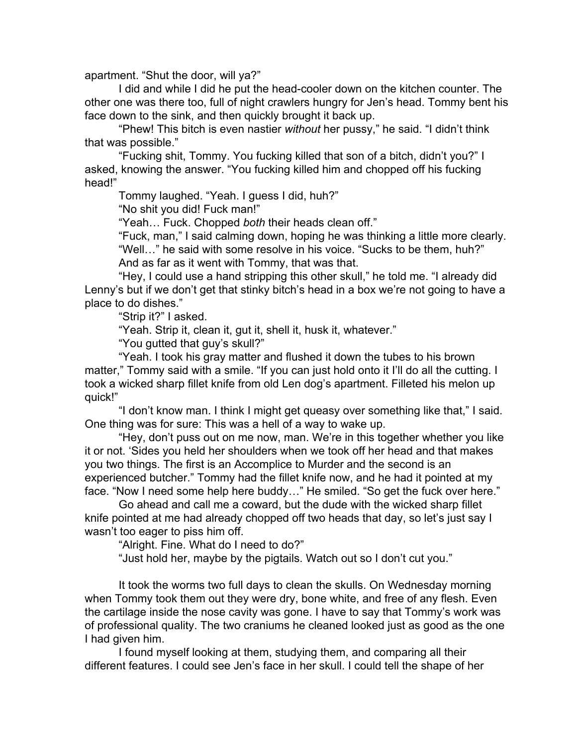apartment. "Shut the door, will ya?"

I did and while I did he put the head-cooler down on the kitchen counter. The other one was there too, full of night crawlers hungry for Jen's head. Tommy bent his face down to the sink, and then quickly brought it back up.

"Phew! This bitch is even nastier *without* her pussy," he said. "I didn't think that was possible."

"Fucking shit, Tommy. You fucking killed that son of a bitch, didn't you?" I asked, knowing the answer. "You fucking killed him and chopped off his fucking head!"

Tommy laughed. "Yeah. I guess I did, huh?"

"No shit you did! Fuck man!"

"Yeah… Fuck. Chopped *both* their heads clean off."

"Fuck, man," I said calming down, hoping he was thinking a little more clearly.

"Well…" he said with some resolve in his voice. "Sucks to be them, huh?"

And as far as it went with Tommy, that was that.

"Hey, I could use a hand stripping this other skull," he told me. "I already did Lenny's but if we don't get that stinky bitch's head in a box we're not going to have a place to do dishes."

"Strip it?" I asked.

"Yeah. Strip it, clean it, gut it, shell it, husk it, whatever."

"You gutted that guy's skull?"

"Yeah. I took his gray matter and flushed it down the tubes to his brown matter," Tommy said with a smile. "If you can just hold onto it I'll do all the cutting. I took a wicked sharp fillet knife from old Len dog's apartment. Filleted his melon up quick!"

"I don't know man. I think I might get queasy over something like that," I said. One thing was for sure: This was a hell of a way to wake up.

"Hey, don't puss out on me now, man. We're in this together whether you like it or not. 'Sides you held her shoulders when we took off her head and that makes you two things. The first is an Accomplice to Murder and the second is an experienced butcher." Tommy had the fillet knife now, and he had it pointed at my face. "Now I need some help here buddy…" He smiled. "So get the fuck over here."

Go ahead and call me a coward, but the dude with the wicked sharp fillet knife pointed at me had already chopped off two heads that day, so let's just say I wasn't too eager to piss him off.

"Alright. Fine. What do I need to do?"

"Just hold her, maybe by the pigtails. Watch out so I don't cut you."

It took the worms two full days to clean the skulls. On Wednesday morning when Tommy took them out they were dry, bone white, and free of any flesh. Even the cartilage inside the nose cavity was gone. I have to say that Tommy's work was of professional quality. The two craniums he cleaned looked just as good as the one I had given him.

I found myself looking at them, studying them, and comparing all their different features. I could see Jen's face in her skull. I could tell the shape of her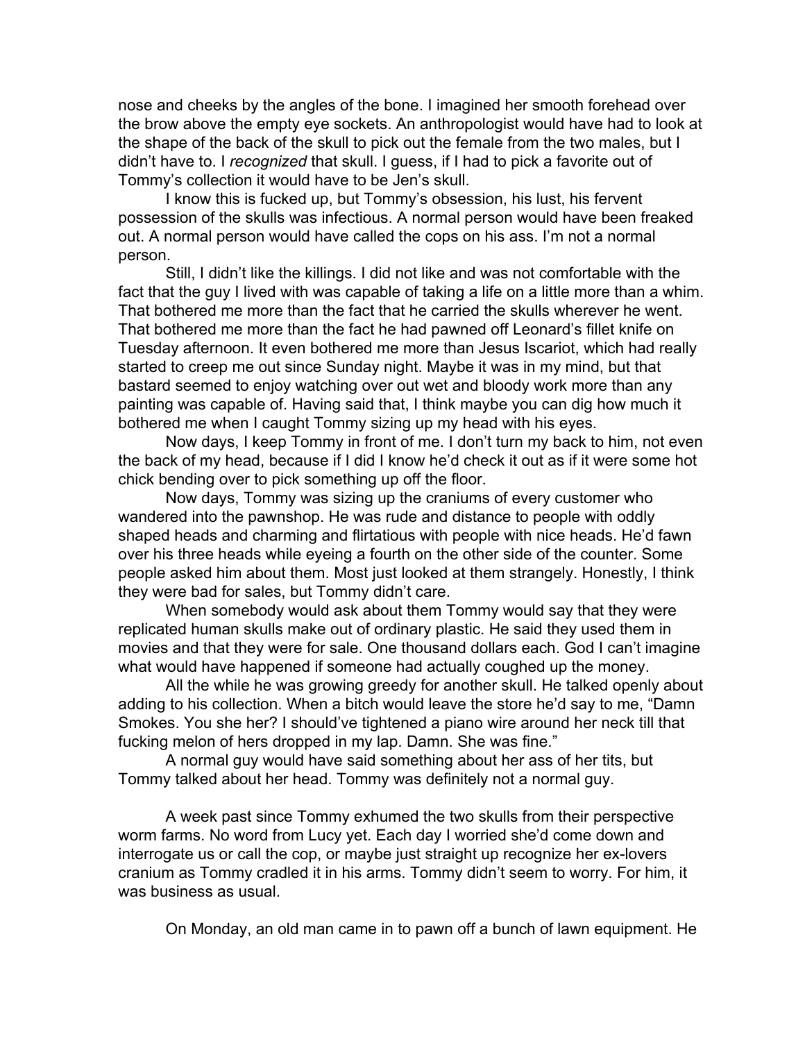nose and cheeks by the angles of the bone. I imagined her smooth forehead over the brow above the empty eye sockets. An anthropologist would have had to look at the shape of the back of the skull to pick out the female from the two males, but I didn't have to. I *recognized* that skull. I guess, if I had to pick a favorite out of Tommy's collection it would have to be Jen's skull.

I know this is fucked up, but Tommy's obsession, his lust, his fervent possession of the skulls was infectious. A normal person would have been freaked out. A normal person would have called the cops on his ass. I'm not a normal person.

Still, I didn't like the killings. I did not like and was not comfortable with the fact that the guy I lived with was capable of taking a life on a little more than a whim. That bothered me more than the fact that he carried the skulls wherever he went. That bothered me more than the fact he had pawned off Leonard's fillet knife on Tuesday afternoon. It even bothered me more than Jesus Iscariot, which had really started to creep me out since Sunday night. Maybe it was in my mind, but that bastard seemed to enjoy watching over out wet and bloody work more than any painting was capable of. Having said that, I think maybe you can dig how much it bothered me when I caught Tommy sizing up my head with his eyes.

Now days, I keep Tommy in front of me. I don't turn my back to him, not even the back of my head, because if I did I know he'd check it out as if it were some hot chick bending over to pick something up off the floor.

Now days, Tommy was sizing up the craniums of every customer who wandered into the pawnshop. He was rude and distance to people with oddly shaped heads and charming and flirtatious with people with nice heads. He'd fawn over his three heads while eyeing a fourth on the other side of the counter. Some people asked him about them. Most just looked at them strangely. Honestly, I think they were bad for sales, but Tommy didn't care.

When somebody would ask about them Tommy would say that they were replicated human skulls make out of ordinary plastic. He said they used them in movies and that they were for sale. One thousand dollars each. God I can't imagine what would have happened if someone had actually coughed up the money.

All the while he was growing greedy for another skull. He talked openly about adding to his collection. When a bitch would leave the store he'd say to me, "Damn Smokes. You she her? I should've tightened a piano wire around her neck till that fucking melon of hers dropped in my lap. Damn. She was fine."

A normal guy would have said something about her ass of her tits, but Tommy talked about her head. Tommy was definitely not a normal guy.

A week past since Tommy exhumed the two skulls from their perspective worm farms. No word from Lucy yet. Each day I worried she'd come down and interrogate us or call the cop, or maybe just straight up recognize her ex-lovers cranium as Tommy cradled it in his arms. Tommy didn't seem to worry. For him, it was business as usual.

On Monday, an old man came in to pawn off a bunch of lawn equipment. He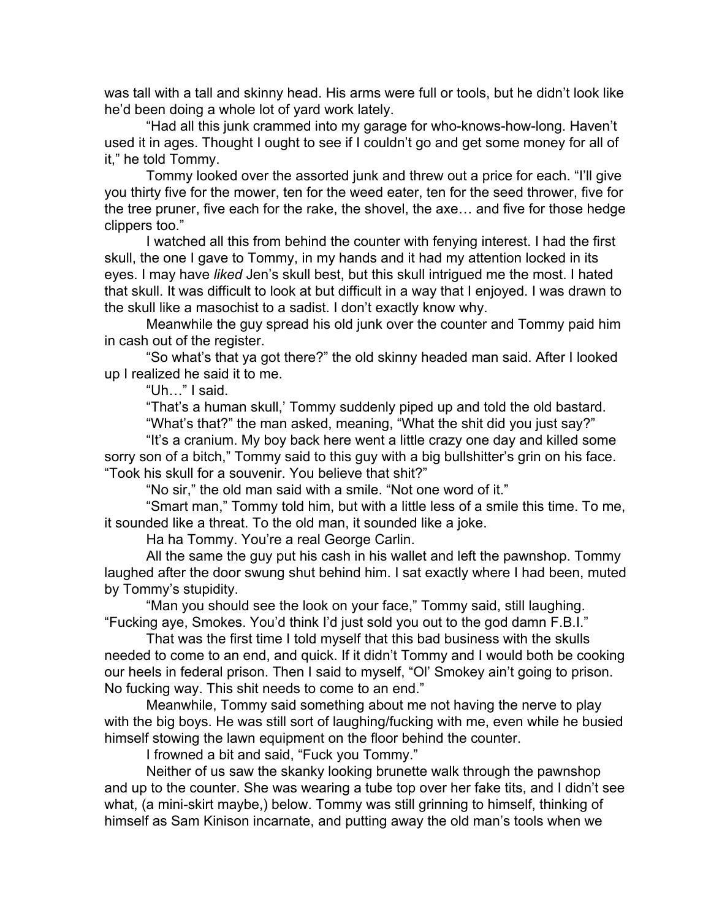was tall with a tall and skinny head. His arms were full or tools, but he didn't look like he'd been doing a whole lot of yard work lately.

"Had all this junk crammed into my garage for who-knows-how-long. Haven't used it in ages. Thought I ought to see if I couldn't go and get some money for all of it," he told Tommy.

Tommy looked over the assorted junk and threw out a price for each. "I'll give you thirty five for the mower, ten for the weed eater, ten for the seed thrower, five for the tree pruner, five each for the rake, the shovel, the axe… and five for those hedge clippers too."

I watched all this from behind the counter with fenying interest. I had the first skull, the one I gave to Tommy, in my hands and it had my attention locked in its eyes. I may have *liked* Jen's skull best, but this skull intrigued me the most. I hated that skull. It was difficult to look at but difficult in a way that I enjoyed. I was drawn to the skull like a masochist to a sadist. I don't exactly know why.

Meanwhile the guy spread his old junk over the counter and Tommy paid him in cash out of the register.

"So what's that ya got there?" the old skinny headed man said. After I looked up I realized he said it to me.

"Uh…" I said.

"That's a human skull,' Tommy suddenly piped up and told the old bastard.

"What's that?" the man asked, meaning, "What the shit did you just say?"

"It's a cranium. My boy back here went a little crazy one day and killed some sorry son of a bitch," Tommy said to this guy with a big bullshitter's grin on his face. "Took his skull for a souvenir. You believe that shit?"

"No sir," the old man said with a smile. "Not one word of it."

"Smart man," Tommy told him, but with a little less of a smile this time. To me, it sounded like a threat. To the old man, it sounded like a joke.

Ha ha Tommy. You're a real George Carlin.

All the same the guy put his cash in his wallet and left the pawnshop. Tommy laughed after the door swung shut behind him. I sat exactly where I had been, muted by Tommy's stupidity.

"Man you should see the look on your face," Tommy said, still laughing. "Fucking aye, Smokes. You'd think I'd just sold you out to the god damn F.B.I."

That was the first time I told myself that this bad business with the skulls needed to come to an end, and quick. If it didn't Tommy and I would both be cooking our heels in federal prison. Then I said to myself, "Ol' Smokey ain't going to prison. No fucking way. This shit needs to come to an end."

Meanwhile, Tommy said something about me not having the nerve to play with the big boys. He was still sort of laughing/fucking with me, even while he busied himself stowing the lawn equipment on the floor behind the counter.

I frowned a bit and said, "Fuck you Tommy."

Neither of us saw the skanky looking brunette walk through the pawnshop and up to the counter. She was wearing a tube top over her fake tits, and I didn't see what, (a mini-skirt maybe,) below. Tommy was still grinning to himself, thinking of himself as Sam Kinison incarnate, and putting away the old man's tools when we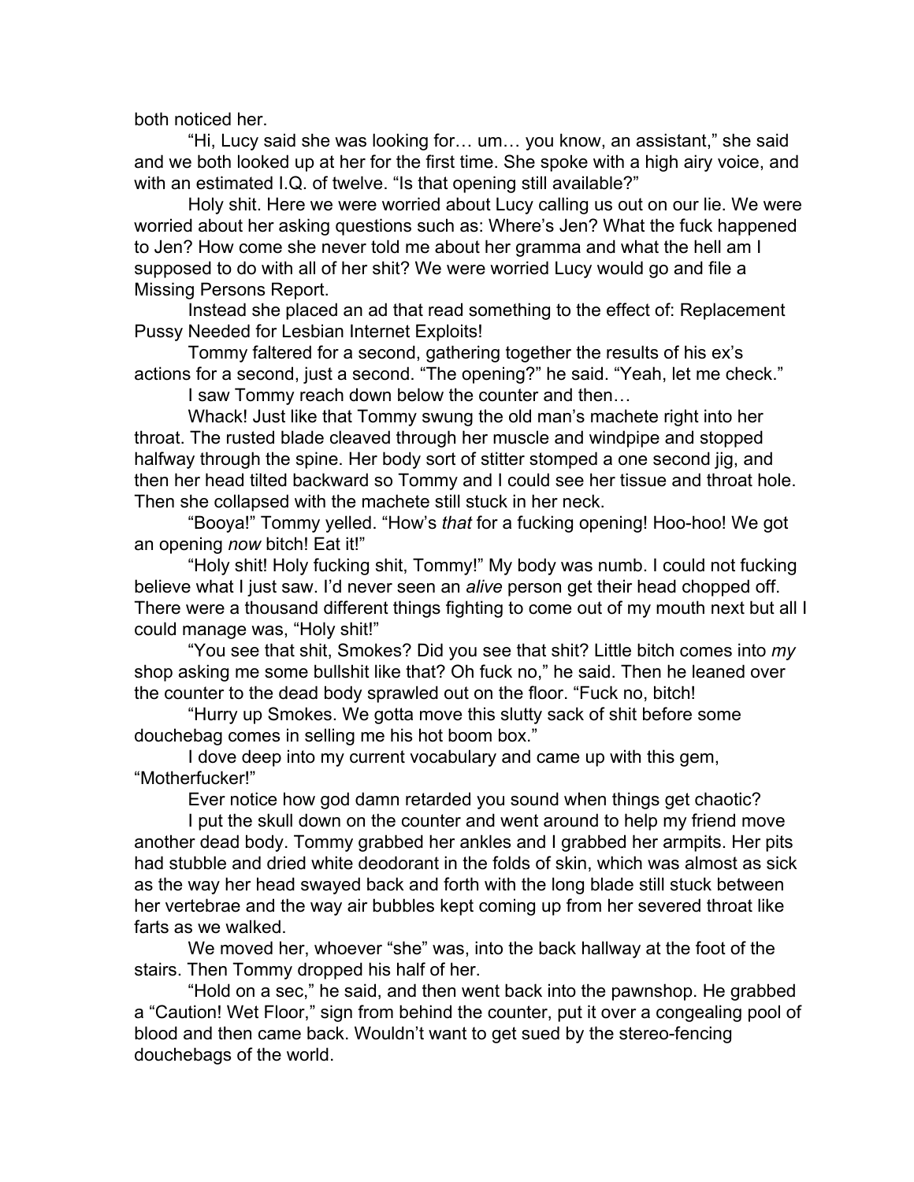both noticed her.

"Hi, Lucy said she was looking for… um… you know, an assistant," she said and we both looked up at her for the first time. She spoke with a high airy voice, and with an estimated I.Q. of twelve. "Is that opening still available?"

Holy shit. Here we were worried about Lucy calling us out on our lie. We were worried about her asking questions such as: Where's Jen? What the fuck happened to Jen? How come she never told me about her gramma and what the hell am I supposed to do with all of her shit? We were worried Lucy would go and file a Missing Persons Report.

Instead she placed an ad that read something to the effect of: Replacement Pussy Needed for Lesbian Internet Exploits!

Tommy faltered for a second, gathering together the results of his ex's actions for a second, just a second. "The opening?" he said. "Yeah, let me check."

I saw Tommy reach down below the counter and then…

Whack! Just like that Tommy swung the old man's machete right into her throat. The rusted blade cleaved through her muscle and windpipe and stopped halfway through the spine. Her body sort of stitter stomped a one second jig, and then her head tilted backward so Tommy and I could see her tissue and throat hole. Then she collapsed with the machete still stuck in her neck.

"Booya!" Tommy yelled. "How's *that* for a fucking opening! Hoo-hoo! We got an opening *now* bitch! Eat it!"

"Holy shit! Holy fucking shit, Tommy!" My body was numb. I could not fucking believe what I just saw. I'd never seen an *alive* person get their head chopped off. There were a thousand different things fighting to come out of my mouth next but all I could manage was, "Holy shit!"

"You see that shit, Smokes? Did you see that shit? Little bitch comes into *my* shop asking me some bullshit like that? Oh fuck no," he said. Then he leaned over the counter to the dead body sprawled out on the floor. "Fuck no, bitch!

"Hurry up Smokes. We gotta move this slutty sack of shit before some douchebag comes in selling me his hot boom box."

I dove deep into my current vocabulary and came up with this gem, "Motherfucker!"

Ever notice how god damn retarded you sound when things get chaotic?

I put the skull down on the counter and went around to help my friend move another dead body. Tommy grabbed her ankles and I grabbed her armpits. Her pits had stubble and dried white deodorant in the folds of skin, which was almost as sick as the way her head swayed back and forth with the long blade still stuck between her vertebrae and the way air bubbles kept coming up from her severed throat like farts as we walked.

We moved her, whoever "she" was, into the back hallway at the foot of the stairs. Then Tommy dropped his half of her.

"Hold on a sec," he said, and then went back into the pawnshop. He grabbed a "Caution! Wet Floor," sign from behind the counter, put it over a congealing pool of blood and then came back. Wouldn't want to get sued by the stereo-fencing douchebags of the world.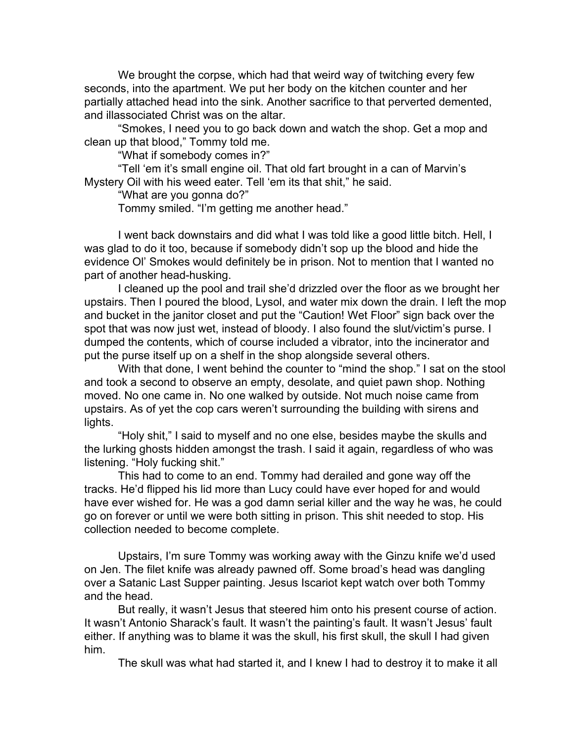We brought the corpse, which had that weird way of twitching every few seconds, into the apartment. We put her body on the kitchen counter and her partially attached head into the sink. Another sacrifice to that perverted demented, and illassociated Christ was on the altar.

"Smokes, I need you to go back down and watch the shop. Get a mop and clean up that blood," Tommy told me.

"What if somebody comes in?"

"Tell 'em it's small engine oil. That old fart brought in a can of Marvin's Mystery Oil with his weed eater. Tell 'em its that shit," he said.

"What are you gonna do?"

Tommy smiled. "I'm getting me another head."

I went back downstairs and did what I was told like a good little bitch. Hell, I was glad to do it too, because if somebody didn't sop up the blood and hide the evidence Ol' Smokes would definitely be in prison. Not to mention that I wanted no part of another head-husking.

I cleaned up the pool and trail she'd drizzled over the floor as we brought her upstairs. Then I poured the blood, Lysol, and water mix down the drain. I left the mop and bucket in the janitor closet and put the "Caution! Wet Floor" sign back over the spot that was now just wet, instead of bloody. I also found the slut/victim's purse. I dumped the contents, which of course included a vibrator, into the incinerator and put the purse itself up on a shelf in the shop alongside several others.

With that done, I went behind the counter to "mind the shop." I sat on the stool and took a second to observe an empty, desolate, and quiet pawn shop. Nothing moved. No one came in. No one walked by outside. Not much noise came from upstairs. As of yet the cop cars weren't surrounding the building with sirens and lights.

"Holy shit," I said to myself and no one else, besides maybe the skulls and the lurking ghosts hidden amongst the trash. I said it again, regardless of who was listening. "Holy fucking shit."

This had to come to an end. Tommy had derailed and gone way off the tracks. He'd flipped his lid more than Lucy could have ever hoped for and would have ever wished for. He was a god damn serial killer and the way he was, he could go on forever or until we were both sitting in prison. This shit needed to stop. His collection needed to become complete.

Upstairs, I'm sure Tommy was working away with the Ginzu knife we'd used on Jen. The filet knife was already pawned off. Some broad's head was dangling over a Satanic Last Supper painting. Jesus Iscariot kept watch over both Tommy and the head.

But really, it wasn't Jesus that steered him onto his present course of action. It wasn't Antonio Sharack's fault. It wasn't the painting's fault. It wasn't Jesus' fault either. If anything was to blame it was the skull, his first skull, the skull I had given him.

The skull was what had started it, and I knew I had to destroy it to make it all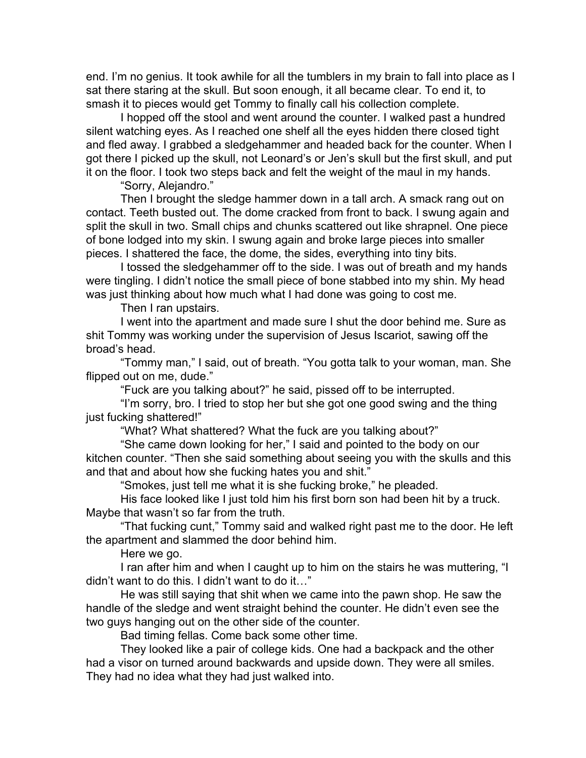end. I'm no genius. It took awhile for all the tumblers in my brain to fall into place as I sat there staring at the skull. But soon enough, it all became clear. To end it, to smash it to pieces would get Tommy to finally call his collection complete.

I hopped off the stool and went around the counter. I walked past a hundred silent watching eyes. As I reached one shelf all the eyes hidden there closed tight and fled away. I grabbed a sledgehammer and headed back for the counter. When I got there I picked up the skull, not Leonard's or Jen's skull but the first skull, and put it on the floor. I took two steps back and felt the weight of the maul in my hands.

"Sorry, Alejandro."

Then I brought the sledge hammer down in a tall arch. A smack rang out on contact. Teeth busted out. The dome cracked from front to back. I swung again and split the skull in two. Small chips and chunks scattered out like shrapnel. One piece of bone lodged into my skin. I swung again and broke large pieces into smaller pieces. I shattered the face, the dome, the sides, everything into tiny bits.

I tossed the sledgehammer off to the side. I was out of breath and my hands were tingling. I didn't notice the small piece of bone stabbed into my shin. My head was just thinking about how much what I had done was going to cost me.

Then I ran upstairs.

I went into the apartment and made sure I shut the door behind me. Sure as shit Tommy was working under the supervision of Jesus Iscariot, sawing off the broad's head.

"Tommy man," I said, out of breath. "You gotta talk to your woman, man. She flipped out on me, dude."

"Fuck are you talking about?" he said, pissed off to be interrupted.

"I'm sorry, bro. I tried to stop her but she got one good swing and the thing just fucking shattered!"

"What? What shattered? What the fuck are you talking about?"

"She came down looking for her," I said and pointed to the body on our kitchen counter. "Then she said something about seeing you with the skulls and this and that and about how she fucking hates you and shit."

"Smokes, just tell me what it is she fucking broke," he pleaded.

His face looked like I just told him his first born son had been hit by a truck. Maybe that wasn't so far from the truth.

"That fucking cunt," Tommy said and walked right past me to the door. He left the apartment and slammed the door behind him.

Here we go.

I ran after him and when I caught up to him on the stairs he was muttering, "I didn't want to do this. I didn't want to do it…"

He was still saying that shit when we came into the pawn shop. He saw the handle of the sledge and went straight behind the counter. He didn't even see the two guys hanging out on the other side of the counter.

Bad timing fellas. Come back some other time.

They looked like a pair of college kids. One had a backpack and the other had a visor on turned around backwards and upside down. They were all smiles. They had no idea what they had just walked into.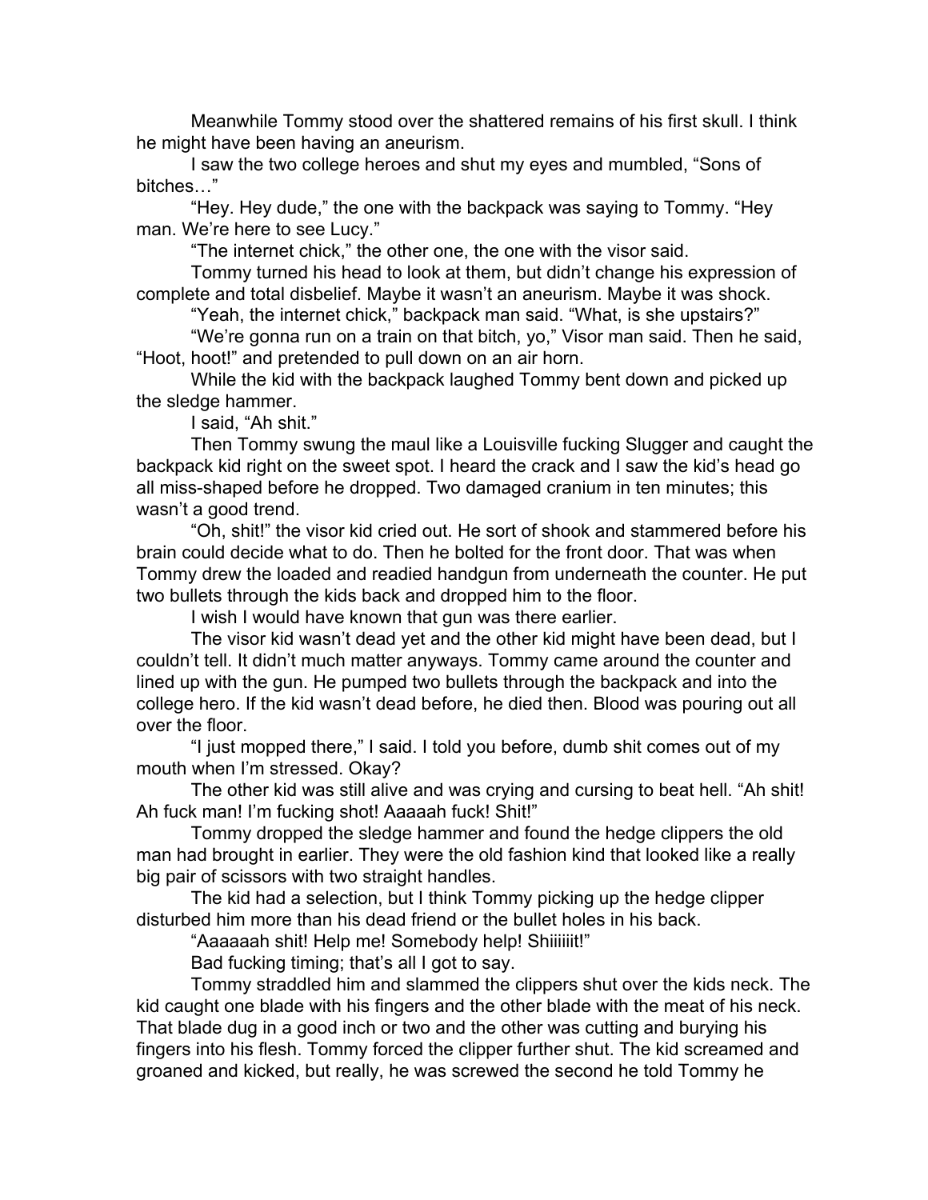Meanwhile Tommy stood over the shattered remains of his first skull. I think he might have been having an aneurism.

I saw the two college heroes and shut my eyes and mumbled, "Sons of bitches…"

"Hey. Hey dude," the one with the backpack was saying to Tommy. "Hey man. We're here to see Lucy."

"The internet chick," the other one, the one with the visor said.

Tommy turned his head to look at them, but didn't change his expression of complete and total disbelief. Maybe it wasn't an aneurism. Maybe it was shock.

"Yeah, the internet chick," backpack man said. "What, is she upstairs?"

"We're gonna run on a train on that bitch, yo," Visor man said. Then he said, "Hoot, hoot!" and pretended to pull down on an air horn.

While the kid with the backpack laughed Tommy bent down and picked up the sledge hammer.

I said, "Ah shit."

Then Tommy swung the maul like a Louisville fucking Slugger and caught the backpack kid right on the sweet spot. I heard the crack and I saw the kid's head go all miss-shaped before he dropped. Two damaged cranium in ten minutes; this wasn't a good trend.

"Oh, shit!" the visor kid cried out. He sort of shook and stammered before his brain could decide what to do. Then he bolted for the front door. That was when Tommy drew the loaded and readied handgun from underneath the counter. He put two bullets through the kids back and dropped him to the floor.

I wish I would have known that gun was there earlier.

The visor kid wasn't dead yet and the other kid might have been dead, but I couldn't tell. It didn't much matter anyways. Tommy came around the counter and lined up with the gun. He pumped two bullets through the backpack and into the college hero. If the kid wasn't dead before, he died then. Blood was pouring out all over the floor.

"I just mopped there," I said. I told you before, dumb shit comes out of my mouth when I'm stressed. Okay?

The other kid was still alive and was crying and cursing to beat hell. "Ah shit! Ah fuck man! I'm fucking shot! Aaaaah fuck! Shit!"

Tommy dropped the sledge hammer and found the hedge clippers the old man had brought in earlier. They were the old fashion kind that looked like a really big pair of scissors with two straight handles.

The kid had a selection, but I think Tommy picking up the hedge clipper disturbed him more than his dead friend or the bullet holes in his back.

"Aaaaaah shit! Help me! Somebody help! Shiiiiiit!"

Bad fucking timing; that's all I got to say.

Tommy straddled him and slammed the clippers shut over the kids neck. The kid caught one blade with his fingers and the other blade with the meat of his neck. That blade dug in a good inch or two and the other was cutting and burying his fingers into his flesh. Tommy forced the clipper further shut. The kid screamed and groaned and kicked, but really, he was screwed the second he told Tommy he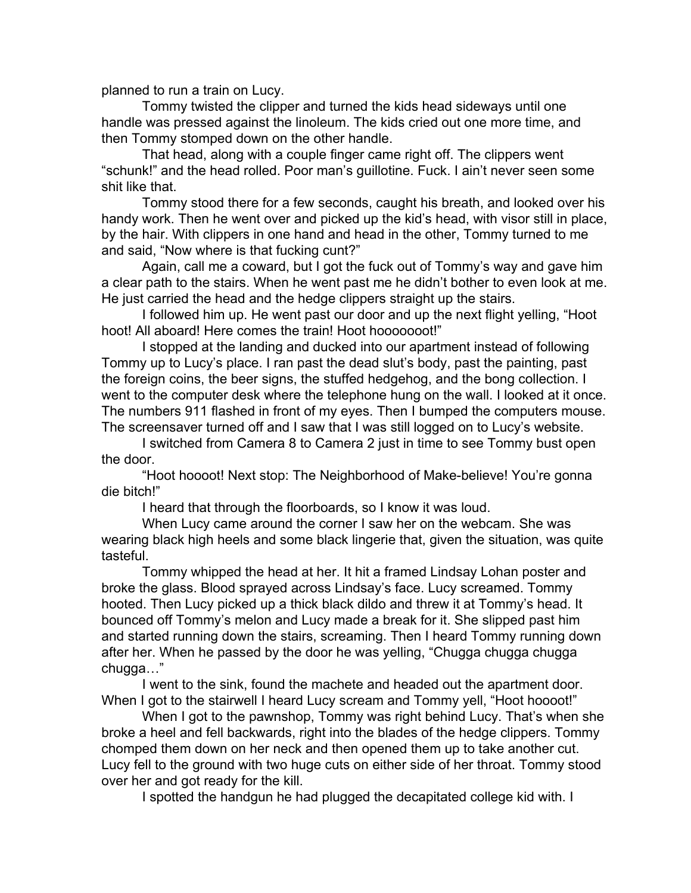planned to run a train on Lucy.

Tommy twisted the clipper and turned the kids head sideways until one handle was pressed against the linoleum. The kids cried out one more time, and then Tommy stomped down on the other handle.

That head, along with a couple finger came right off. The clippers went "schunk!" and the head rolled. Poor man's guillotine. Fuck. I ain't never seen some shit like that.

Tommy stood there for a few seconds, caught his breath, and looked over his handy work. Then he went over and picked up the kid's head, with visor still in place, by the hair. With clippers in one hand and head in the other, Tommy turned to me and said, "Now where is that fucking cunt?"

Again, call me a coward, but I got the fuck out of Tommy's way and gave him a clear path to the stairs. When he went past me he didn't bother to even look at me. He just carried the head and the hedge clippers straight up the stairs.

I followed him up. He went past our door and up the next flight yelling, "Hoot hoot! All aboard! Here comes the train! Hoot hooooooot!"

I stopped at the landing and ducked into our apartment instead of following Tommy up to Lucy's place. I ran past the dead slut's body, past the painting, past the foreign coins, the beer signs, the stuffed hedgehog, and the bong collection. I went to the computer desk where the telephone hung on the wall. I looked at it once. The numbers 911 flashed in front of my eyes. Then I bumped the computers mouse. The screensaver turned off and I saw that I was still logged on to Lucy's website.

I switched from Camera 8 to Camera 2 just in time to see Tommy bust open the door.

"Hoot hoooot! Next stop: The Neighborhood of Make-believe! You're gonna die bitch!"

I heard that through the floorboards, so I know it was loud.

When Lucy came around the corner I saw her on the webcam. She was wearing black high heels and some black lingerie that, given the situation, was quite tasteful.

Tommy whipped the head at her. It hit a framed Lindsay Lohan poster and broke the glass. Blood sprayed across Lindsay's face. Lucy screamed. Tommy hooted. Then Lucy picked up a thick black dildo and threw it at Tommy's head. It bounced off Tommy's melon and Lucy made a break for it. She slipped past him and started running down the stairs, screaming. Then I heard Tommy running down after her. When he passed by the door he was yelling, "Chugga chugga chugga chugga…"

I went to the sink, found the machete and headed out the apartment door. When I got to the stairwell I heard Lucy scream and Tommy yell, "Hoot hoooot!"

When I got to the pawnshop, Tommy was right behind Lucy. That's when she broke a heel and fell backwards, right into the blades of the hedge clippers. Tommy chomped them down on her neck and then opened them up to take another cut. Lucy fell to the ground with two huge cuts on either side of her throat. Tommy stood over her and got ready for the kill.

I spotted the handgun he had plugged the decapitated college kid with. I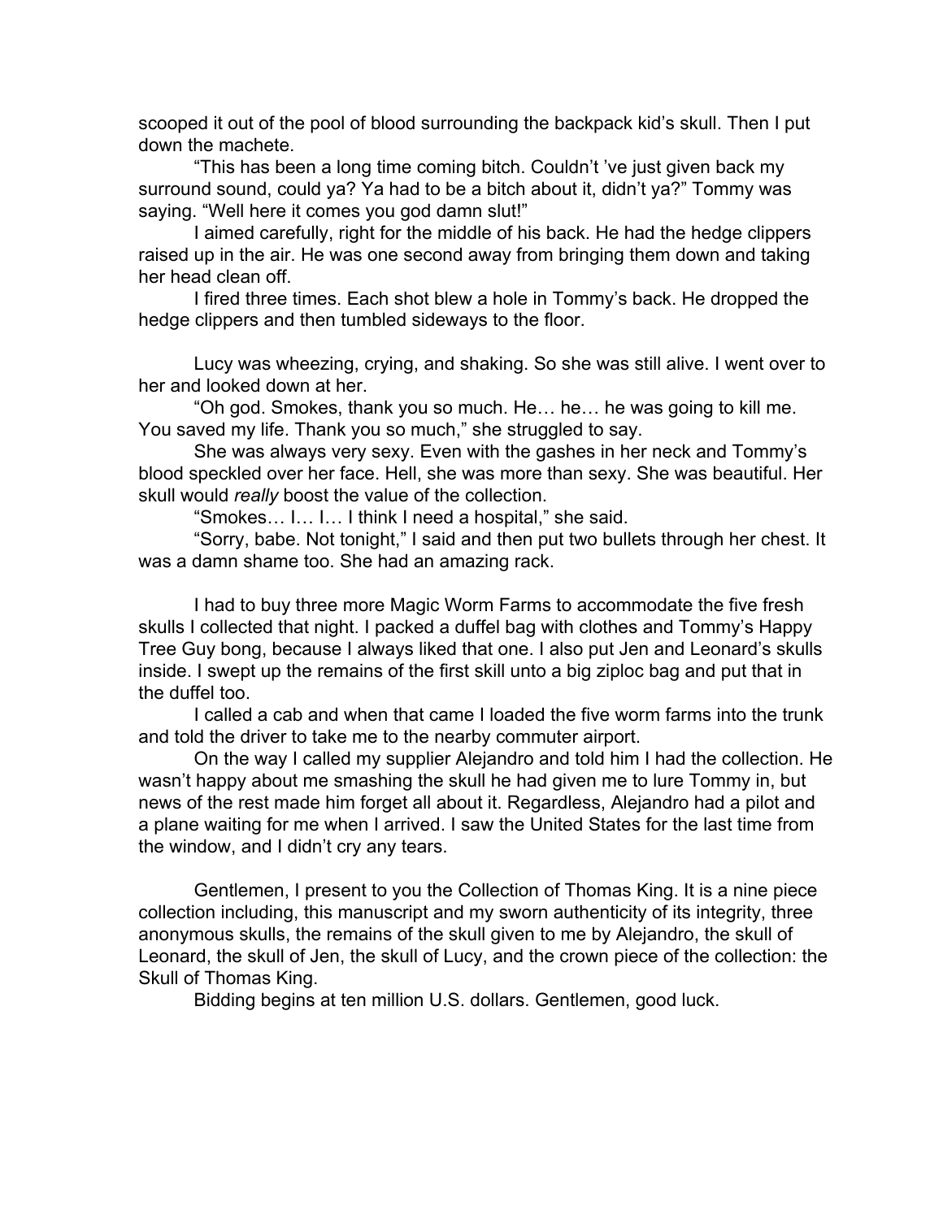scooped it out of the pool of blood surrounding the backpack kid's skull. Then I put down the machete.

"This has been a long time coming bitch. Couldn't 've just given back my surround sound, could ya? Ya had to be a bitch about it, didn't ya?" Tommy was saying. "Well here it comes you god damn slut!"

I aimed carefully, right for the middle of his back. He had the hedge clippers raised up in the air. He was one second away from bringing them down and taking her head clean off.

I fired three times. Each shot blew a hole in Tommy's back. He dropped the hedge clippers and then tumbled sideways to the floor.

Lucy was wheezing, crying, and shaking. So she was still alive. I went over to her and looked down at her.

"Oh god. Smokes, thank you so much. He… he… he was going to kill me. You saved my life. Thank you so much," she struggled to say.

She was always very sexy. Even with the gashes in her neck and Tommy's blood speckled over her face. Hell, she was more than sexy. She was beautiful. Her skull would *really* boost the value of the collection.

"Smokes… I… I… I think I need a hospital," she said.

"Sorry, babe. Not tonight," I said and then put two bullets through her chest. It was a damn shame too. She had an amazing rack.

I had to buy three more Magic Worm Farms to accommodate the five fresh skulls I collected that night. I packed a duffel bag with clothes and Tommy's Happy Tree Guy bong, because I always liked that one. I also put Jen and Leonard's skulls inside. I swept up the remains of the first skill unto a big ziploc bag and put that in the duffel too.

I called a cab and when that came I loaded the five worm farms into the trunk and told the driver to take me to the nearby commuter airport.

On the way I called my supplier Alejandro and told him I had the collection. He wasn't happy about me smashing the skull he had given me to lure Tommy in, but news of the rest made him forget all about it. Regardless, Alejandro had a pilot and a plane waiting for me when I arrived. I saw the United States for the last time from the window, and I didn't cry any tears.

Gentlemen, I present to you the Collection of Thomas King. It is a nine piece collection including, this manuscript and my sworn authenticity of its integrity, three anonymous skulls, the remains of the skull given to me by Alejandro, the skull of Leonard, the skull of Jen, the skull of Lucy, and the crown piece of the collection: the Skull of Thomas King.

Bidding begins at ten million U.S. dollars. Gentlemen, good luck.